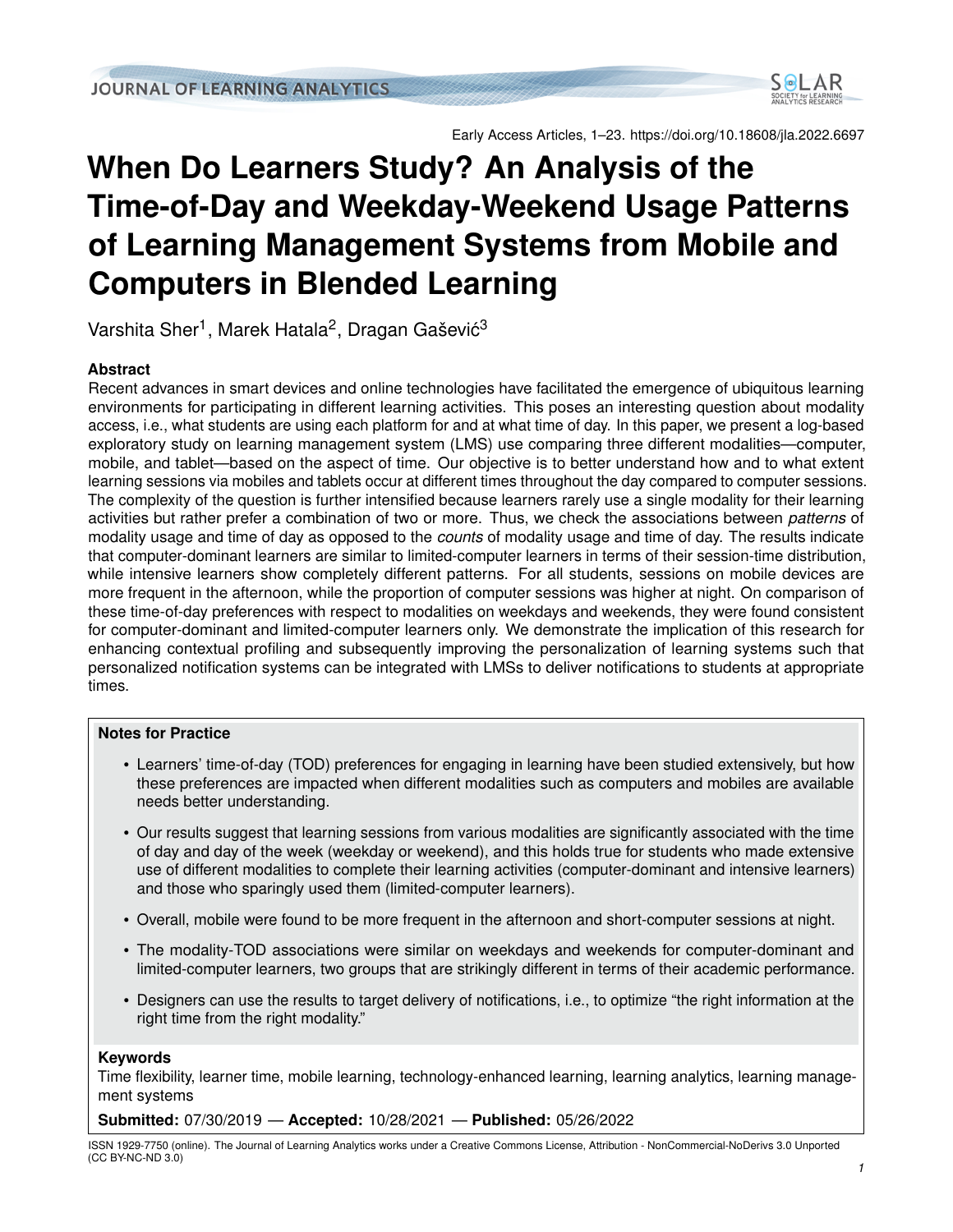# When Do Learners Study? An Analysis of the Time-of-Day and Weekday-Weekend Usage Patterns of Learning Management Systems from Mobile and Computers in Blended Learning

Varshita Sher[1], Marek Hatala[2], Dragan Gašević[3]

### Abstract

Recent advances in smart devices and online technologies have facilitated the emergence of ubiquitous learning environments for participating in different learning activities. This poses an interesting question about modality access, i.e., what students are using each platform for and at what time of day. In this paper, we present a log-based exploratory study on learning management system (LMS) use comparing three different modalities—computer, mobile, and tablet—based on the aspect of time. Our objective is to better understand how and to what extent learning sessions via mobiles and tablets occur at different times throughout the day compared to computer sessions. The complexity of the question is further intensified because learners rarely use a single modality for their learning activities but rather prefer a combination of two or more. Thus, we check the associations between *patterns* of modality usage and time of day as opposed to the *counts* of modality usage and time of day. The results indicate that computer-dominant learners are similar to limited-computer learners in terms of their session-time distribution, while intensive learners show completely different patterns. For all students, sessions on mobile devices are more frequent in the afternoon, while the proportion of computer sessions was higher at night. On comparison of these time-of-day preferences with respect to modalities on weekdays and weekends, they were found consistent for computer-dominant and limited-computer learners only. We demonstrate the implication of this research for enhancing contextual profiling and subsequently improving the personalization of learning systems such that personalized notification systems can be integrated with LMSs to deliver notifications to students at appropriate times.

### Notes for Practice

- Learners' time-of-day (TOD) preferences for engaging in learning have been studied extensively, but how these preferences are impacted when different modalities such as computers and mobiles are available needs better understanding.
- Our results suggest that learning sessions from various modalities are significantly associated with the time of day and day of the week (weekday or weekend), and this holds true for students who made extensive use of different modalities to complete their learning activities (computer-dominant and intensive learners) and those who sparingly used them (limited-computer learners).
- Overall, mobile were found to be more frequent in the afternoon and short-computer sessions at night.
- The modality-TOD associations were similar on weekdays and weekends for computer-dominant and limited-computer learners, two groups that are strikingly different in terms of their academic performance.
- Designers can use the results to target delivery of notifications, i.e., to optimize "the right information at the right time from the right modality."

### Keywords

Time flexibility, learner time, mobile learning, technology-enhanced learning, learning analytics, learning management systems

**Submitted:** 07/30/2019 — **Accepted:** 10/28/2021 — **Published:** 05/26/2022

ISSN 1929-7750 (online). The Journal of Learning Analytics works under a Creative Commons License, Attribution - NonCommercial-NoDerivs 3.0 Unported (CC BY-NC-ND 3.0)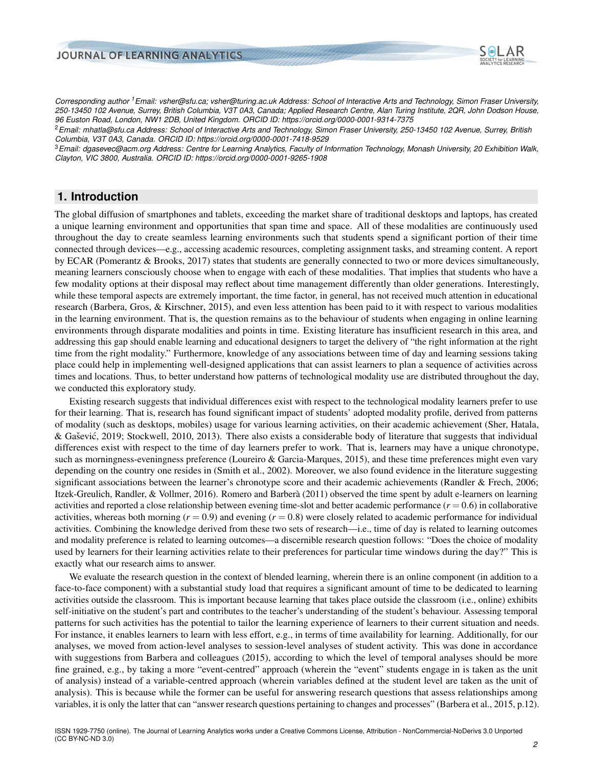Corresponding author [1] *Email: vsher@sfu.ca; vsher@turing.ac.uk Address: School of Interactive Arts and Technology, Simon Fraser University, 250-13450 102 Avenue, Surrey, British Columbia, V3T 0A3, Canada; Applied Research Centre, Alan Turing Institute, 2QR, John Dodson House, 96 Euston Road, London, NW1 2DB, United Kingdom. ORCID ID: https://orcid.org/0000-0001-9314-7375*

[2] *Email: mhatla@sfu.ca Address: School of Interactive Arts and Technology, Simon Fraser University, 250-13450 102 Avenue, Surrey, British Columbia, V3T 0A3, Canada. ORCID ID: https://orcid.org/0000-0001-7418-9529*

[3] *Email: dgasevec@acm.org Address: Centre for Learning Analytics, Faculty of Information Technology, Monash University, 20 Exhibition Walk, Clayton, VIC 3800, Australia. ORCID ID: https://orcid.org/0000-0001-9265-1908*

## 1. Introduction

The global diffusion of smartphones and tablets, exceeding the market share of traditional desktops and laptops, has created a unique learning environment and opportunities that span time and space. All of these modalities are continuously used throughout the day to create seamless learning environments such that students spend a significant portion of their time connected through devices—e.g., accessing academic resources, completing assignment tasks, and streaming content. A report by ECAR (Pomerantz & Brooks, 2017) states that students are generally connected to two or more devices simultaneously, meaning learners consciously choose when to engage with each of these modalities. That implies that students who have a few modality options at their disposal may reflect about time management differently than older generations. Interestingly, while these temporal aspects are extremely important, the time factor, in general, has not received much attention in educational research (Barbera, Gros, & Kirschner, 2015), and even less attention has been paid to it with respect to various modalities in the learning environment. That is, the question remains as to the behaviour of students when engaging in online learning environments through disparate modalities and points in time. Existing literature has insufficient research in this area, and addressing this gap should enable learning and educational designers to target the delivery of "the right information at the right time from the right modality." Furthermore, knowledge of any associations between time of day and learning sessions taking place could help in implementing well-designed applications that can assist learners to plan a sequence of activities across times and locations. Thus, to better understand how patterns of technological modality use are distributed throughout the day, we conducted this exploratory study.

Existing research suggests that individual differences exist with respect to the technological modality learners prefer to use for their learning. That is, research has found significant impact of students' adopted modality profile, derived from patterns of modality (such as desktops, mobiles) usage for various learning activities, on their academic achievement (Sher, Hatala, & Gašević, 2019; Stockwell, 2010, 2013). There also exists a considerable body of literature that suggests that individual differences exist with respect to the time of day learners prefer to work. That is, learners may have a unique chronotype, such as morningness-eveningness preference (Loureiro & Garcia-Marques, 2015), and these time preferences might even vary depending on the country one resides in (Smith et al., 2002). Moreover, we also found evidence in the literature suggesting significant associations between the learner's chronotype score and their academic achievements (Randler & Frech, 2006; Itzek-Greulich, Randler, & Vollmer, 2016). Romero and Barberà (2011) observed the time spent by adult e-learners on learning activities and reported a close relationship between evening time-slot and better academic performance ($r = 0.6$) in collaborative activities, whereas both morning ($r = 0.9$) and evening ($r = 0.8$) were closely related to academic performance for individual activities. Combining the knowledge derived from these two sets of research—i.e., time of day is related to learning outcomes and modality preference is related to learning outcomes—a discernible research question follows: "Does the choice of modality used by learners for their learning activities relate to their preferences for particular time windows during the day?" This is exactly what our research aims to answer.

We evaluate the research question in the context of blended learning, wherein there is an online component (in addition to a face-to-face component) with a substantial study load that requires a significant amount of time to be dedicated to learning activities outside the classroom. This is important because learning that takes place outside the classroom (i.e., online) exhibits self-initiative on the student's part and contributes to the teacher's understanding of the student's behaviour. Assessing temporal patterns for such activities has the potential to tailor the learning experience of learners to their current situation and needs. For instance, it enables learners to learn with less effort, e.g., in terms of time availability for learning. Additionally, for our analyses, we moved from action-level analyses to session-level analyses of student activity. This was done in accordance with suggestions from Barbera and colleagues (2015), according to which the level of temporal analyses should be more fine grained, e.g., by taking a more "event-centred" approach (wherein the "event" students engage in is taken as the unit of analysis) instead of a variable-centred approach (wherein variables defined at the student level are taken as the unit of analysis). This is because while the former can be useful for answering research questions that assess relationships among variables, it is only the latter that can "answer research questions pertaining to changes and processes" (Barbera et al., 2015, p.12).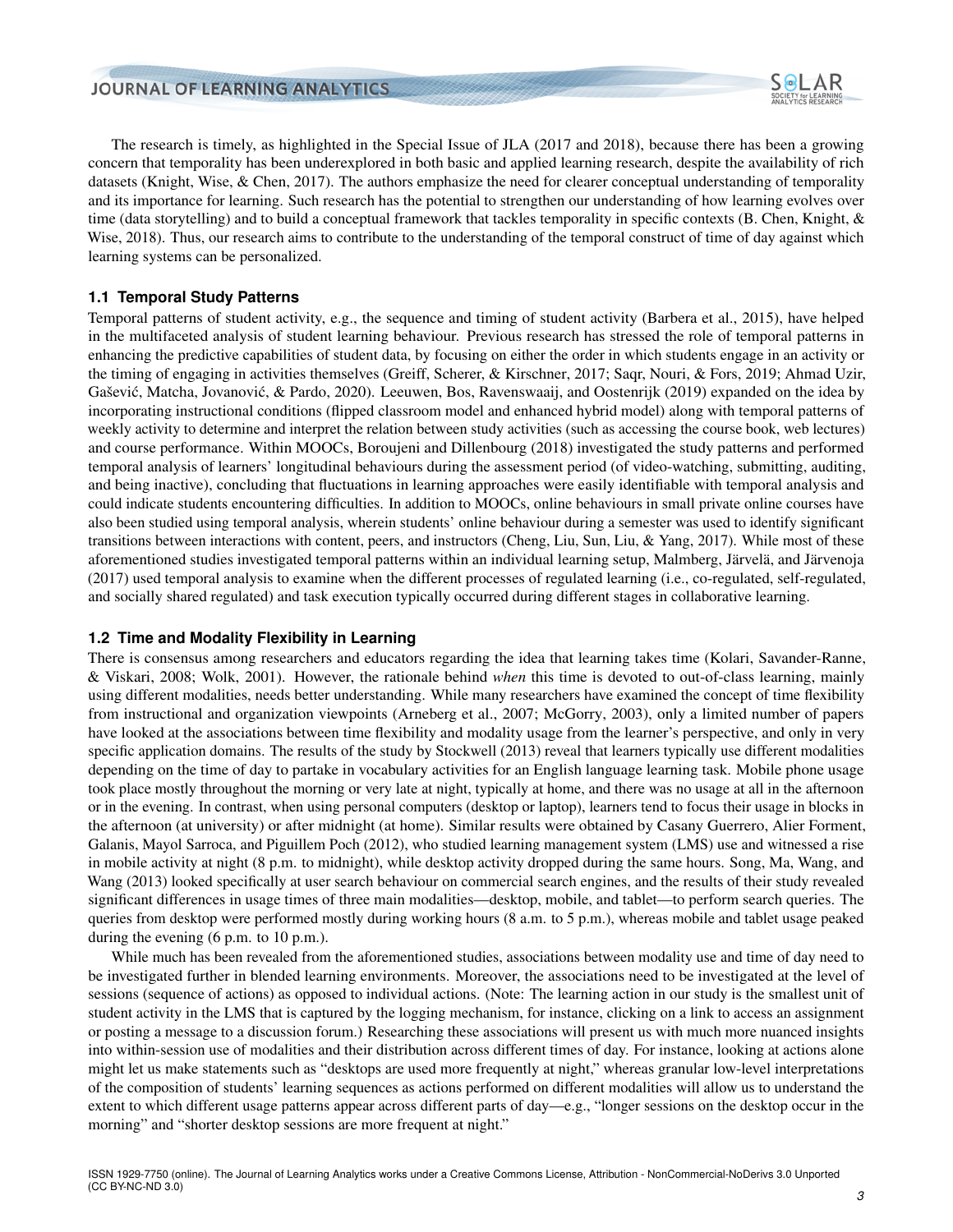The research is timely, as highlighted in the Special Issue of JLA (2017 and 2018), because there has been a growing concern that temporality has been underexplored in both basic and applied learning research, despite the availability of rich datasets (Knight, Wise, & Chen, 2017). The authors emphasize the need for clearer conceptual understanding of temporality and its importance for learning. Such research has the potential to strengthen our understanding of how learning evolves over time (data storytelling) and to build a conceptual framework that tackles temporality in specific contexts (B. Chen, Knight, & Wise, 2018). Thus, our research aims to contribute to the understanding of the temporal construct of time of day against which learning systems can be personalized.

### 1.1 Temporal Study Patterns

Temporal patterns of student activity, e.g., the sequence and timing of student activity (Barbera et al., 2015), have helped in the multifaceted analysis of student learning behaviour. Previous research has stressed the role of temporal patterns in enhancing the predictive capabilities of student data, by focusing on either the order in which students engage in an activity or the timing of engaging in activities themselves (Greiff, Scherer, & Kirschner, 2017; Saqr, Nouri, & Fors, 2019; Ahmad Uzir, Gašević, Matcha, Jovanović, & Pardo, 2020). Leeuwen, Bos, Ravenswaaij, and Oostenrijk (2019) expanded on the idea by incorporating instructional conditions (flipped classroom model and enhanced hybrid model) along with temporal patterns of weekly activity to determine and interpret the relation between study activities (such as accessing the course book, web lectures) and course performance. Within MOOCs, Boroujeni and Dillenbourg (2018) investigated the study patterns and performed temporal analysis of learners' longitudinal behaviours during the assessment period (of video-watching, submitting, auditing, and being inactive), concluding that fluctuations in learning approaches were easily identifiable with temporal analysis and could indicate students encountering difficulties. In addition to MOOCs, online behaviours in small private online courses have also been studied using temporal analysis, wherein students' online behaviour during a semester was used to identify significant transitions between interactions with content, peers, and instructors (Cheng, Liu, Sun, Liu, & Yang, 2017). While most of these aforementioned studies investigated temporal patterns within an individual learning setup, Malmberg, Järvelä, and Järvenoja (2017) used temporal analysis to examine when the different processes of regulated learning (i.e., co-regulated, self-regulated, and socially shared regulated) and task execution typically occurred during different stages in collaborative learning.

### 1.2 Time and Modality Flexibility in Learning

There is consensus among researchers and educators regarding the idea that learning takes time (Kolari, Savander-Ranne, & Viskari, 2008; Wolk, 2001). However, the rationale behind *when* this time is devoted to out-of-class learning, mainly using different modalities, needs better understanding. While many researchers have examined the concept of time flexibility from instructional and organization viewpoints (Arneberg et al., 2007; McGorry, 2003), only a limited number of papers have looked at the associations between time flexibility and modality usage from the learner's perspective, and only in very specific application domains. The results of the study by Stockwell (2013) reveal that learners typically use different modalities depending on the time of day to partake in vocabulary activities for an English language learning task. Mobile phone usage took place mostly throughout the morning or very late at night, typically at home, and there was no usage at all in the afternoon or in the evening. In contrast, when using personal computers (desktop or laptop), learners tend to focus their usage in blocks in the afternoon (at university) or after midnight (at home). Similar results were obtained by Casany Guerrero, Alier Forment, Galanis, Mayol Sarroca, and Piguillem Poch (2012), who studied learning management system (LMS) use and witnessed a rise in mobile activity at night (8 p.m. to midnight), while desktop activity dropped during the same hours. Song, Ma, Wang, and Wang (2013) looked specifically at user search behaviour on commercial search engines, and the results of their study revealed significant differences in usage times of three main modalities—desktop, mobile, and tablet—to perform search queries. The queries from desktop were performed mostly during working hours (8 a.m. to 5 p.m.), whereas mobile and tablet usage peaked during the evening (6 p.m. to 10 p.m.).

While much has been revealed from the aforementioned studies, associations between modality use and time of day need to be investigated further in blended learning environments. Moreover, the associations need to be investigated at the level of sessions (sequence of actions) as opposed to individual actions. (Note: The learning action in our study is the smallest unit of student activity in the LMS that is captured by the logging mechanism, for instance, clicking on a link to access an assignment or posting a message to a discussion forum.) Researching these associations will present us with much more nuanced insights into within-session use of modalities and their distribution across different times of day. For instance, looking at actions alone might let us make statements such as "desktops are used more frequently at night," whereas granular low-level interpretations of the composition of students' learning sequences as actions performed on different modalities will allow us to understand the extent to which different usage patterns appear across different parts of day—e.g., "longer sessions on the desktop occur in the morning" and "shorter desktop sessions are more frequent at night."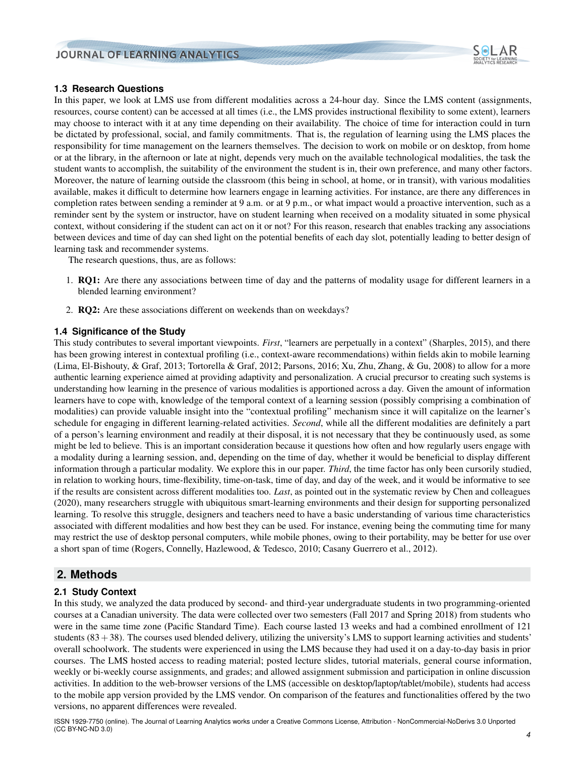### 1.3 Research Questions

In this paper, we look at LMS use from different modalities across a 24-hour day. Since the LMS content (assignments, resources, course content) can be accessed at all times (i.e., the LMS provides instructional flexibility to some extent), learners may choose to interact with it at any time depending on their availability. The choice of time for interaction could in turn be dictated by professional, social, and family commitments. That is, the regulation of learning using the LMS places the responsibility for time management on the learners themselves. The decision to work on mobile or on desktop, from home or at the library, in the afternoon or late at night, depends very much on the available technological modalities, the task the student wants to accomplish, the suitability of the environment the student is in, their own preference, and many other factors. Moreover, the nature of learning outside the classroom (this being in school, at home, or in transit), with various modalities available, makes it difficult to determine how learners engage in learning activities. For instance, are there any differences in completion rates between sending a reminder at 9 a.m. or at 9 p.m., or what impact would a proactive intervention, such as a reminder sent by the system or instructor, have on student learning when received on a modality situated in some physical context, without considering if the student can act on it or not? For this reason, research that enables tracking any associations between devices and time of day can shed light on the potential benefits of each day slot, potentially leading to better design of learning task and recommender systems.

The research questions, thus, are as follows:

1. **RQ1:** Are there any associations between time of day and the patterns of modality usage for different learners in a blended learning environment?
2. **RQ2:** Are these associations different on weekends than on weekdays?

### 1.4 Significance of the Study

This study contributes to several important viewpoints. *First*, "learners are perpetually in a context" (Sharples, 2015), and there has been growing interest in contextual profiling (i.e., context-aware recommendations) within fields akin to mobile learning (Lima, El-Bishouty, & Graf, 2013; Tortorella & Graf, 2012; Parsons, 2016; Xu, Zhu, Zhang, & Gu, 2008) to allow for a more authentic learning experience aimed at providing adaptivity and personalization. A crucial precursor to creating such systems is understanding how learning in the presence of various modalities is apportioned across a day. Given the amount of information learners have to cope with, knowledge of the temporal context of a learning session (possibly comprising a combination of modalities) can provide valuable insight into the "contextual profiling" mechanism since it will capitalize on the learner's schedule for engaging in different learning-related activities. *Second*, while all the different modalities are definitely a part of a person's learning environment and readily at their disposal, it is not necessary that they be continuously used, as some might be led to believe. This is an important consideration because it questions how often and how regularly users engage with a modality during a learning session, and, depending on the time of day, whether it would be beneficial to display different information through a particular modality. We explore this in our paper. *Third*, the time factor has only been cursorily studied, in relation to working hours, time-flexibility, time-on-task, time of day, and day of the week, and it would be informative to see if the results are consistent across different modalities too. *Last*, as pointed out in the systematic review by Chen and colleagues (2020), many researchers struggle with ubiquitous smart-learning environments and their design for supporting personalized learning. To resolve this struggle, designers and teachers need to have a basic understanding of various time characteristics associated with different modalities and how best they can be used. For instance, evening being the commuting time for many may restrict the use of desktop personal computers, while mobile phones, owing to their portability, may be better for use over a short span of time (Rogers, Connelly, Hazlewood, & Tedesco, 2010; Casany Guerrero et al., 2012).

## 2. Methods

### 2.1 Study Context

In this study, we analyzed the data produced by second- and third-year undergraduate students in two programming-oriented courses at a Canadian university. The data were collected over two semesters (Fall 2017 and Spring 2018) from students who were in the same time zone (Pacific Standard Time). Each course lasted 13 weeks and had a combined enrollment of 121 students ($83 + 38$). The courses used blended delivery, utilizing the university's LMS to support learning activities and students' overall schoolwork. The students were experienced in using the LMS because they had used it on a day-to-day basis in prior courses. The LMS hosted access to reading material; posted lecture slides, tutorial materials, general course information, weekly or bi-weekly course assignments, and grades; and allowed assignment submission and participation in online discussion activities. In addition to the web-browser versions of the LMS (accessible on desktop/laptop/tablet/mobile), students had access to the mobile app version provided by the LMS vendor. On comparison of the features and functionalities offered by the two versions, no apparent differences were revealed.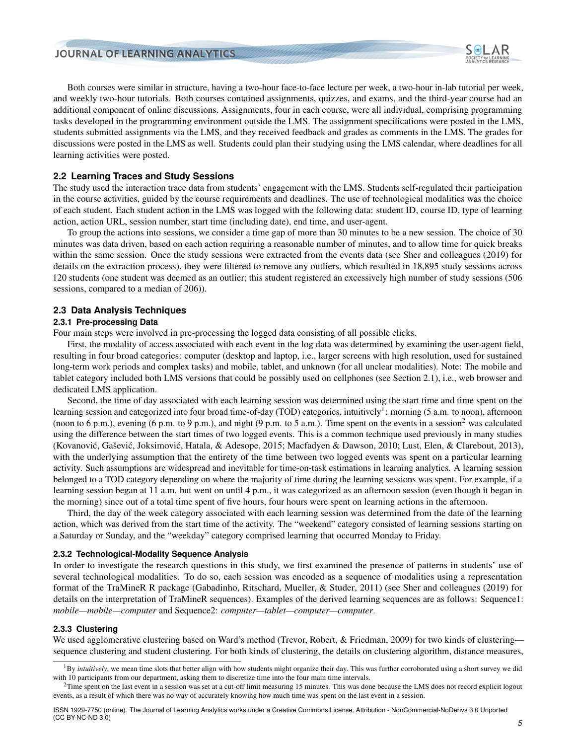Both courses were similar in structure, having a two-hour face-to-face lecture per week, a two-hour in-lab tutorial per week, and weekly two-hour tutorials. Both courses contained assignments, quizzes, and exams, and the third-year course had an additional component of online discussions. Assignments, four in each course, were all individual, comprising programming tasks developed in the programming environment outside the LMS. The assignment specifications were posted in the LMS, students submitted assignments via the LMS, and they received feedback and grades as comments in the LMS. The grades for discussions were posted in the LMS as well. Students could plan their studying using the LMS calendar, where deadlines for all learning activities were posted.

## 2.2 Learning Traces and Study Sessions

The study used the interaction trace data from students' engagement with the LMS. Students self-regulated their participation in the course activities, guided by the course requirements and deadlines. The use of technological modalities was the choice of each student. Each student action in the LMS was logged with the following data: student ID, course ID, type of learning action, action URL, session number, start time (including date), end time, and user-agent.

To group the actions into sessions, we consider a time gap of more than 30 minutes to be a new session. The choice of 30 minutes was data driven, based on each action requiring a reasonable number of minutes, and to allow time for quick breaks within the same session. Once the study sessions were extracted from the events data (see Sher and colleagues (2019) for details on the extraction process), they were filtered to remove any outliers, which resulted in 18,895 study sessions across 120 students (one student was deemed as an outlier; this student registered an excessively high number of study sessions (506 sessions, compared to a median of 206)).

## 2.3 Data Analysis Techniques

### 2.3.1 Pre-processing Data

Four main steps were involved in pre-processing the logged data consisting of all possible clicks.

First, the modality of access associated with each event in the log data was determined by examining the user-agent field, resulting in four broad categories: computer (desktop and laptop, i.e., larger screens with high resolution, used for sustained long-term work periods and complex tasks) and mobile, tablet, and unknown (for all unclear modalities). Note: The mobile and tablet category included both LMS versions that could be possibly used on cellphones (see Section 2.1), i.e., web browser and dedicated LMS application.

Second, the time of day associated with each learning session was determined using the start time and time spent on the learning session and categorized into four broad time-of-day (TOD) categories, intuitively[1]: morning (5 a.m. to noon), afternoon (noon to 6 p.m.), evening (6 p.m. to 9 p.m.), and night (9 p.m. to 5 a.m.). Time spent on the events in a session[2] was calculated using the difference between the start times of two logged events. This is a common technique used previously in many studies (Kovanović, Gašević, Joksimović, Hatala, & Adesope, 2015; Macfadyen & Dawson, 2010; Lust, Elen, & Clarebout, 2013), with the underlying assumption that the entirety of the time between two logged events was spent on a particular learning activity. Such assumptions are widespread and inevitable for time-on-task estimations in learning analytics. A learning session belonged to a TOD category depending on where the majority of time during the learning sessions was spent. For example, if a learning session began at 11 a.m. but went on until 4 p.m., it was categorized as an afternoon session (even though it began in the morning) since out of a total time spent of five hours, four hours were spent on learning actions in the afternoon.

Third, the day of the week category associated with each learning session was determined from the date of the learning action, which was derived from the start time of the activity. The "weekend" category consisted of learning sessions starting on a Saturday or Sunday, and the "weekday" category comprised learning that occurred Monday to Friday.

### 2.3.2 Technological-Modality Sequence Analysis

In order to investigate the research questions in this study, we first examined the presence of patterns in students' use of several technological modalities. To do so, each session was encoded as a sequence of modalities using a representation format of the TraMineR R package (Gabadinho, Ritschard, Mueller, & Studer, 2011) (see Sher and colleagues (2019) for details on the interpretation of TraMineR sequences). Examples of the derived learning sequences are as follows: Sequence1: *mobile—mobile—computer* and Sequence2: *computer—tablet—computer—computer*.

### 2.3.3 Clustering

We used agglomerative clustering based on Ward's method (Trevor, Robert, & Friedman, 2009) for two kinds of clustering—sequence clustering and student clustering. For both kinds of clustering, the details on clustering algorithm, distance measures,

---

[1] By *intuitively*, we mean time slots that better align with how students might organize their day. This was further corroborated using a short survey we did with 10 participants from our department, asking them to discretize time into the four main time intervals.

[2] Time spent on the last event in a session was set at a cut-off limit measuring 15 minutes. This was done because the LMS does not record explicit logout events, as a result of which there was no way of accurately knowing how much time was spent on the last event in a session.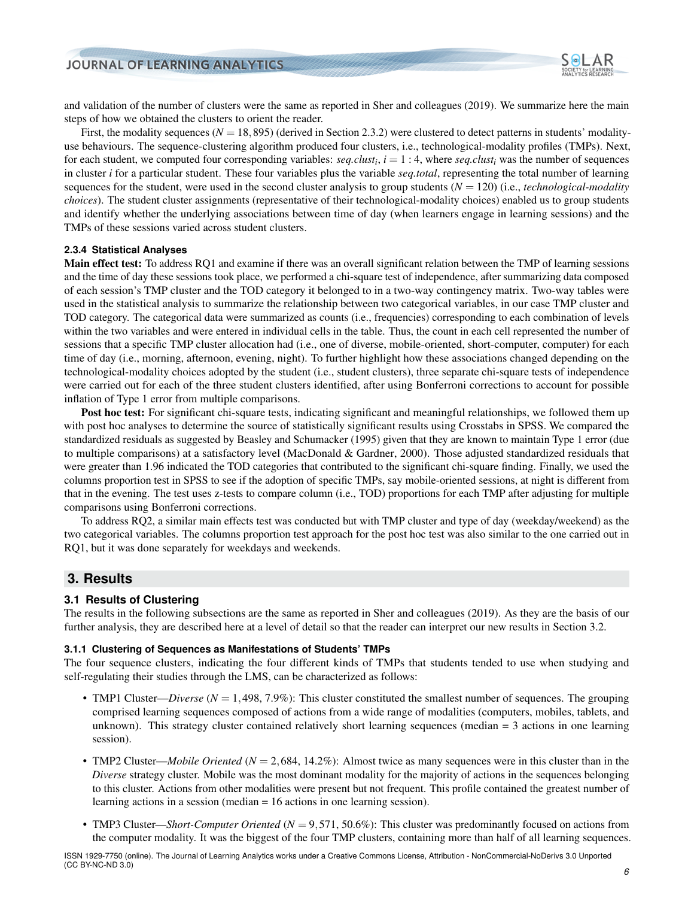and validation of the number of clusters were the same as reported in Sher and colleagues (2019). We summarize here the main steps of how we obtained the clusters to orient the reader.

First, the modality sequences ($N = 18,895$) (derived in Section 2.3.2) were clustered to detect patterns in students' modality-use behaviours. The sequence-clustering algorithm produced four clusters, i.e., technological-modality profiles (TMPs). Next, for each student, we computed four corresponding variables: $seq.clust_i$, $i = 1:4$, where $seq.clust_i$ was the number of sequences in cluster $i$ for a particular student. These four variables plus the variable *seq.total*, representing the total number of learning sequences for the student, were used in the second cluster analysis to group students ($N = 120$) (i.e., *technological-modality choices*). The student cluster assignments (representative of their technological-modality choices) enabled us to group students and identify whether the underlying associations between time of day (when learners engage in learning sessions) and the TMPs of these sessions varied across student clusters.

#### 2.3.4 Statistical Analyses

**Main effect test:** To address RQ1 and examine if there was an overall significant relation between the TMP of learning sessions and the time of day these sessions took place, we performed a chi-square test of independence, after summarizing data composed of each session's TMP cluster and the TOD category it belonged to in a two-way contingency matrix. Two-way tables were used in the statistical analysis to summarize the relationship between two categorical variables, in our case TMP cluster and TOD category. The categorical data were summarized as counts (i.e., frequencies) corresponding to each combination of levels within the two variables and were entered in individual cells in the table. Thus, the count in each cell represented the number of sessions that a specific TMP cluster allocation had (i.e., one of diverse, mobile-oriented, short-computer, computer) for each time of day (i.e., morning, afternoon, evening, night). To further highlight how these associations changed depending on the technological-modality choices adopted by the student (i.e., student clusters), three separate chi-square tests of independence were carried out for each of the three student clusters identified, after using Bonferroni corrections to account for possible inflation of Type 1 error from multiple comparisons.

**Post hoc test:** For significant chi-square tests, indicating significant and meaningful relationships, we followed them up with post hoc analyses to determine the source of statistically significant results using Crosstabs in SPSS. We compared the standardized residuals as suggested by Beasley and Schumacker (1995) given that they are known to maintain Type 1 error (due to multiple comparisons) at a satisfactory level (MacDonald & Gardner, 2000). Those adjusted standardized residuals that were greater than 1.96 indicated the TOD categories that contributed to the significant chi-square finding. Finally, we used the columns proportion test in SPSS to see if the adoption of specific TMPs, say mobile-oriented sessions, at night is different from that in the evening. The test uses z-tests to compare column (i.e., TOD) proportions for each TMP after adjusting for multiple comparisons using Bonferroni corrections.

To address RQ2, a similar main effects test was conducted but with TMP cluster and type of day (weekday/weekend) as the two categorical variables. The columns proportion test approach for the post hoc test was also similar to the one carried out in RQ1, but it was done separately for weekdays and weekends.

## 3. Results

### 3.1 Results of Clustering

The results in the following subsections are the same as reported in Sher and colleagues (2019). As they are the basis of our further analysis, they are described here at a level of detail so that the reader can interpret our new results in Section 3.2.

#### 3.1.1 Clustering of Sequences as Manifestations of Students' TMPs

The four sequence clusters, indicating the four different kinds of TMPs that students tended to use when studying and self-regulating their studies through the LMS, can be characterized as follows:

- TMP1 Cluster—*Diverse* ($N = 1,498$, 7.9%): This cluster constituted the smallest number of sequences. The grouping comprised learning sequences composed of actions from a wide range of modalities (computers, mobiles, tablets, and unknown). This strategy cluster contained relatively short learning sequences (median = 3 actions in one learning session).
- TMP2 Cluster—*Mobile Oriented* ($N = 2,684$, 14.2%): Almost twice as many sequences were in this cluster than in the *Diverse* strategy cluster. Mobile was the most dominant modality for the majority of actions in the sequences belonging to this cluster. Actions from other modalities were present but not frequent. This profile contained the greatest number of learning actions in a session (median = 16 actions in one learning session).
- TMP3 Cluster—*Short-Computer Oriented* ($N = 9,571$, 50.6%): This cluster was predominantly focused on actions from the computer modality. It was the biggest of the four TMP clusters, containing more than half of all learning sequences.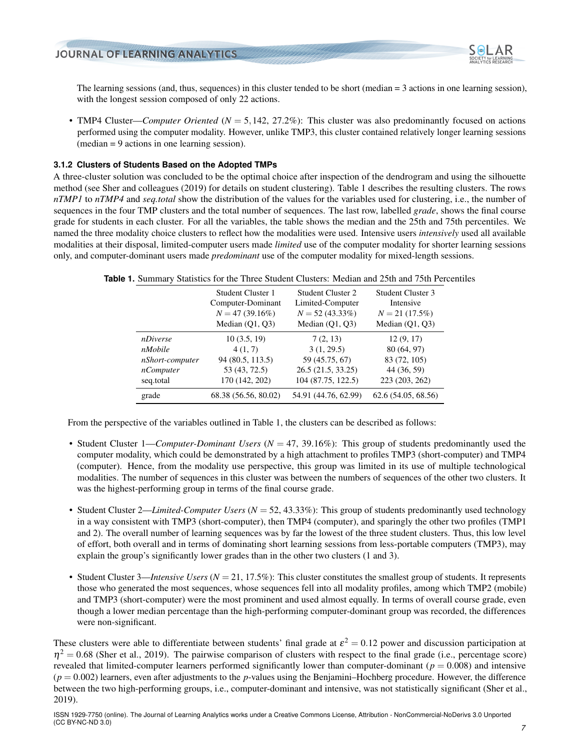The learning sessions (and, thus, sequences) in this cluster tended to be short (median = 3 actions in one learning session), with the longest session composed of only 22 actions.

- TMP4 Cluster—*Computer Oriented* ($N = 5,142$, 27.2%): This cluster was also predominantly focused on actions performed using the computer modality. However, unlike TMP3, this cluster contained relatively longer learning sessions (median = 9 actions in one learning session).

#### 3.1.2 Clusters of Students Based on the Adopted TMPs

A three-cluster solution was concluded to be the optimal choice after inspection of the dendrogram and using the silhouette method (see Sher and colleagues (2019) for details on student clustering). Table 1 describes the resulting clusters. The rows *nTMP1* to *nTMP4* and *seq.total* show the distribution of the values for the variables used for clustering, i.e., the number of sequences in the four TMP clusters and the total number of sequences. The last row, labelled *grade*, shows the final course grade for students in each cluster. For all the variables, the table shows the median and the 25th and 75th percentiles. We named the three modality choice clusters to reflect how the modalities were used. Intensive users *intensively* used all available modalities at their disposal, limited-computer users made *limited* use of the computer modality for shorter learning sessions only, and computer-dominant users made *predominant* use of the computer modality for mixed-length sessions.

**Table 1.** Summary Statistics for the Three Student Clusters: Median and 25th and 75th Percentiles

| | Student Cluster 1 Computer-Dominant $N = 47$ (39.16%) Median (Q1, Q3) | Student Cluster 2 Limited-Computer $N = 52$ (43.33%) Median (Q1, Q3) | Student Cluster 3 Intensive $N = 21$ (17.5%) Median (Q1, Q3) |
|---|---|---|---|
| *nDiverse* | 10 (3.5, 19) | 7 (2, 13) | 12 (9, 17) |
| *nMobile* | 4 (1, 7) | 3 (1, 29.5) | 80 (64, 97) |
| *nShort-computer* | 94 (80.5, 113.5) | 59 (45.75, 67) | 83 (72, 105) |
| *nComputer* | 53 (43, 72.5) | 26.5 (21.5, 33.25) | 44 (36, 59) |
| seq.total | 170 (142, 202) | 104 (87.75, 122.5) | 223 (203, 262) |
| grade | 68.38 (56.56, 80.02) | 54.91 (44.76, 62.99) | 62.6 (54.05, 68.56) |

From the perspective of the variables outlined in Table 1, the clusters can be described as follows:

- Student Cluster 1—*Computer-Dominant Users* ($N = 47$, 39.16%): This group of students predominantly used the computer modality, which could be demonstrated by a high attachment to profiles TMP3 (short-computer) and TMP4 (computer). Hence, from the modality use perspective, this group was limited in its use of multiple technological modalities. The number of sequences in this cluster was between the numbers of sequences of the other two clusters. It was the highest-performing group in terms of the final course grade.

- Student Cluster 2—*Limited-Computer Users* ($N = 52$, 43.33%): This group of students predominantly used technology in a way consistent with TMP3 (short-computer), then TMP4 (computer), and sparingly the other two profiles (TMP1 and 2). The overall number of learning sequences was by far the lowest of the three student clusters. Thus, this low level of effort, both overall and in terms of dominating short learning sessions from less-portable computers (TMP3), may explain the group's significantly lower grades than in the other two clusters (1 and 3).

- Student Cluster 3—*Intensive Users* ($N = 21$, 17.5%): This cluster constitutes the smallest group of students. It represents those who generated the most sequences, whose sequences fell into all modality profiles, among which TMP2 (mobile) and TMP3 (short-computer) were the most prominent and used almost equally. In terms of overall course grade, even though a lower median percentage than the high-performing computer-dominant group was recorded, the differences were non-significant.

These clusters were able to differentiate between students' final grade at $\varepsilon^2 = 0.12$ power and discussion participation at $\eta^2 = 0.68$ (Sher et al., 2019). The pairwise comparison of clusters with respect to the final grade (i.e., percentage score) revealed that limited-computer learners performed significantly lower than computer-dominant ($p = 0.008$) and intensive ($p = 0.002$) learners, even after adjustments to the $p$-values using the Benjamini–Hochberg procedure. However, the difference between the two high-performing groups, i.e., computer-dominant and intensive, was not statistically significant (Sher et al., 2019).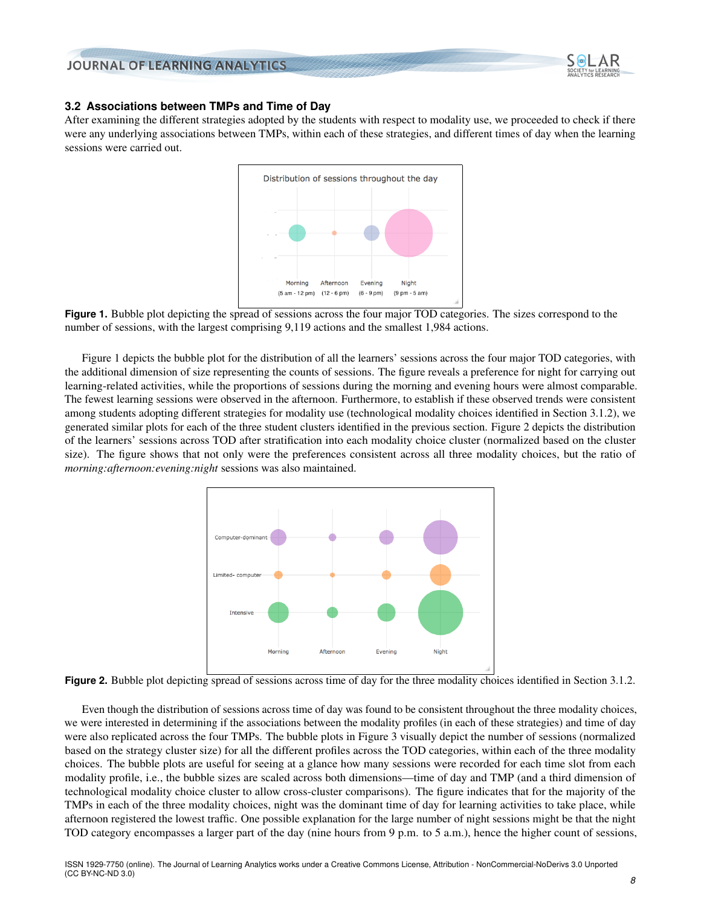### 3.2 Associations between TMPs and Time of Day

After examining the different strategies adopted by the students with respect to modality use, we proceeded to check if there were any underlying associations between TMPs, within each of these strategies, and different times of day when the learning sessions were carried out.

**Figure 1.** Bubble plot depicting the spread of sessions across the four major TOD categories. The sizes correspond to the number of sessions, with the largest comprising 9,119 actions and the smallest 1,984 actions.

Figure 1 depicts the bubble plot for the distribution of all the learners' sessions across the four major TOD categories, with the additional dimension of size representing the counts of sessions. The figure reveals a preference for night for carrying out learning-related activities, while the proportions of sessions during the morning and evening hours were almost comparable. The fewest learning sessions were observed in the afternoon. Furthermore, to establish if these observed trends were consistent among students adopting different strategies for modality use (technological modality choices identified in Section 3.1.2), we generated similar plots for each of the three student clusters identified in the previous section. Figure 2 depicts the distribution of the learners' sessions across TOD after stratification into each modality choice cluster (normalized based on the cluster size). The figure shows that not only were the preferences consistent across all three modality choices, but the ratio of *morning:afternoon:evening:night* sessions was also maintained.

**Figure 2.** Bubble plot depicting spread of sessions across time of day for the three modality choices identified in Section 3.1.2.

Even though the distribution of sessions across time of day was found to be consistent throughout the three modality choices, we were interested in determining if the associations between the modality profiles (in each of these strategies) and time of day were also replicated across the four TMPs. The bubble plots in Figure 3 visually depict the number of sessions (normalized based on the strategy cluster size) for all the different profiles across the TOD categories, within each of the three modality choices. The bubble plots are useful for seeing at a glance how many sessions were recorded for each time slot from each modality profile, i.e., the bubble sizes are scaled across both dimensions—time of day and TMP (and a third dimension of technological modality choice cluster to allow cross-cluster comparisons). The figure indicates that for the majority of the TMPs in each of the three modality choices, night was the dominant time of day for learning activities to take place, while afternoon registered the lowest traffic. One possible explanation for the large number of night sessions might be that the night TOD category encompasses a larger part of the day (nine hours from 9 p.m. to 5 a.m.), hence the higher count of sessions,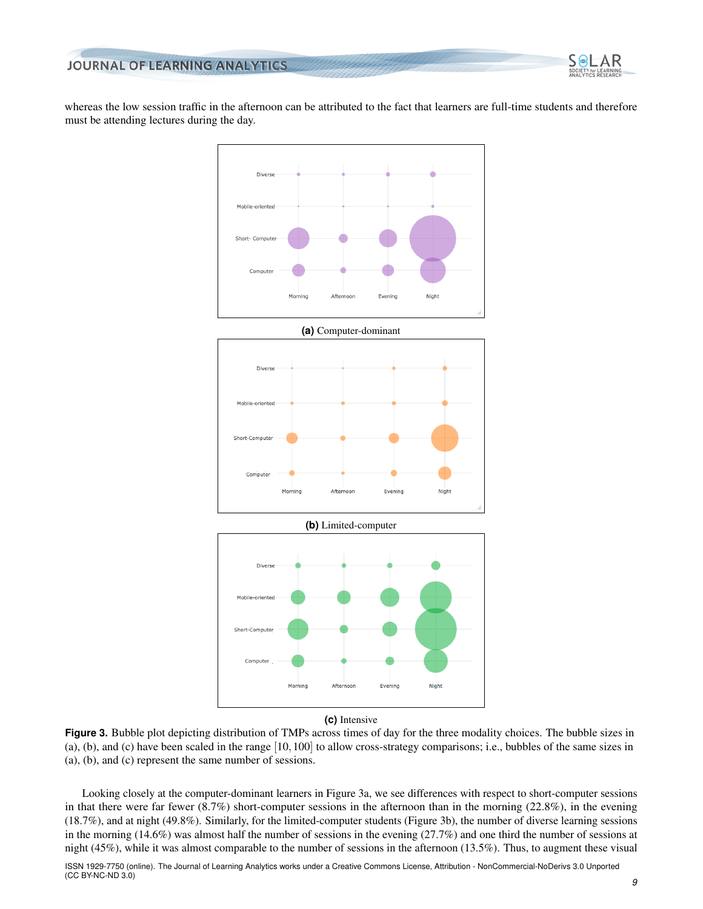whereas the low session traffic in the afternoon can be attributed to the fact that learners are full-time students and therefore must be attending lectures during the day.

**(a)** Computer-dominant

**(b)** Limited-computer

**(c)** Intensive

**Figure 3.** Bubble plot depicting distribution of TMPs across times of day for the three modality choices. The bubble sizes in (a), (b), and (c) have been scaled in the range $[10, 100]$ to allow cross-strategy comparisons; i.e., bubbles of the same sizes in (a), (b), and (c) represent the same number of sessions.

Looking closely at the computer-dominant learners in Figure 3a, we see differences with respect to short-computer sessions in that there were far fewer (8.7%) short-computer sessions in the afternoon than in the morning (22.8%), in the evening (18.7%), and at night (49.8%). Similarly, for the limited-computer students (Figure 3b), the number of diverse learning sessions in the morning (14.6%) was almost half the number of sessions in the evening (27.7%) and one third the number of sessions at night (45%), while it was almost comparable to the number of sessions in the afternoon (13.5%). Thus, to augment these visual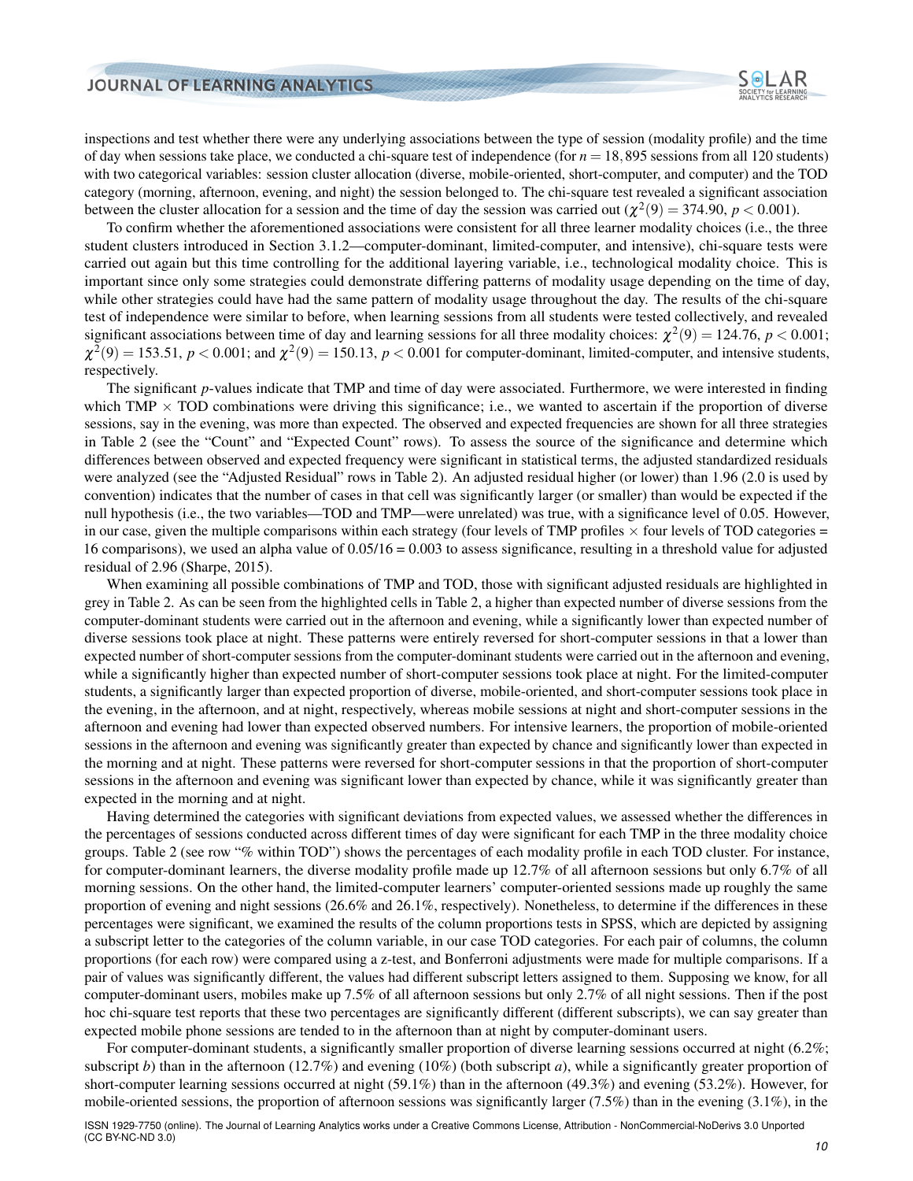inspections and test whether there were any underlying associations between the type of session (modality profile) and the time of day when sessions take place, we conducted a chi-square test of independence (for $n = 18,895$ sessions from all 120 students) with two categorical variables: session cluster allocation (diverse, mobile-oriented, short-computer, and computer) and the TOD category (morning, afternoon, evening, and night) the session belonged to. The chi-square test revealed a significant association between the cluster allocation for a session and the time of day the session was carried out ($\chi^2(9) = 374.90$, $p < 0.001$).

To confirm whether the aforementioned associations were consistent for all three learner modality choices (i.e., the three student clusters introduced in Section 3.1.2—computer-dominant, limited-computer, and intensive), chi-square tests were carried out again but this time controlling for the additional layering variable, i.e., technological modality choice. This is important since only some strategies could demonstrate differing patterns of modality usage depending on the time of day, while other strategies could have had the same pattern of modality usage throughout the day. The results of the chi-square test of independence were similar to before, when learning sessions from all students were tested collectively, and revealed significant associations between time of day and learning sessions for all three modality choices: $\chi^2(9) = 124.76$, $p < 0.001$; $\chi^2(9) = 153.51$, $p < 0.001$; and $\chi^2(9) = 150.13$, $p < 0.001$ for computer-dominant, limited-computer, and intensive students, respectively.

The significant $p$-values indicate that TMP and time of day were associated. Furthermore, we were interested in finding which TMP $\times$ TOD combinations were driving this significance; i.e., we wanted to ascertain if the proportion of diverse sessions, say in the evening, was more than expected. The observed and expected frequencies are shown for all three strategies in Table 2 (see the "Count" and "Expected Count" rows). To assess the source of the significance and determine which differences between observed and expected frequency were significant in statistical terms, the adjusted standardized residuals were analyzed (see the "Adjusted Residual" rows in Table 2). An adjusted residual higher (or lower) than 1.96 (2.0 is used by convention) indicates that the number of cases in that cell was significantly larger (or smaller) than would be expected if the null hypothesis (i.e., the two variables—TOD and TMP—were unrelated) was true, with a significance level of 0.05. However, in our case, given the multiple comparisons within each strategy (four levels of TMP profiles $\times$ four levels of TOD categories = 16 comparisons), we used an alpha value of 0.05/16 = 0.003 to assess significance, resulting in a threshold value for adjusted residual of 2.96 (Sharpe, 2015).

When examining all possible combinations of TMP and TOD, those with significant adjusted residuals are highlighted in grey in Table 2. As can be seen from the highlighted cells in Table 2, a higher than expected number of diverse sessions from the computer-dominant students were carried out in the afternoon and evening, while a significantly lower than expected number of diverse sessions took place at night. These patterns were entirely reversed for short-computer sessions in that a lower than expected number of short-computer sessions from the computer-dominant students were carried out in the afternoon and evening, while a significantly higher than expected number of short-computer sessions took place at night. For the limited-computer students, a significantly larger than expected proportion of diverse, mobile-oriented, and short-computer sessions took place in the evening, in the afternoon, and at night, respectively, whereas mobile sessions at night and short-computer sessions in the afternoon and evening had lower than expected observed numbers. For intensive learners, the proportion of mobile-oriented sessions in the afternoon and evening was significantly greater than expected by chance and significantly lower than expected in the morning and at night. These patterns were reversed for short-computer sessions in that the proportion of short-computer sessions in the afternoon and evening was significant lower than expected by chance, while it was significantly greater than expected in the morning and at night.

Having determined the categories with significant deviations from expected values, we assessed whether the differences in the percentages of sessions conducted across different times of day were significant for each TMP in the three modality choice groups. Table 2 (see row "% within TOD") shows the percentages of each modality profile in each TOD cluster. For instance, for computer-dominant learners, the diverse modality profile made up 12.7% of all afternoon sessions but only 6.7% of all morning sessions. On the other hand, the limited-computer learners' computer-oriented sessions made up roughly the same proportion of evening and night sessions (26.6% and 26.1%, respectively). Nonetheless, to determine if the differences in these percentages were significant, we examined the results of the column proportions tests in SPSS, which are depicted by assigning a subscript letter to the categories of the column variable, in our case TOD categories. For each pair of columns, the column proportions (for each row) were compared using a z-test, and Bonferroni adjustments were made for multiple comparisons. If a pair of values was significantly different, the values had different subscript letters assigned to them. Supposing we know, for all computer-dominant users, mobiles make up 7.5% of all afternoon sessions but only 2.7% of all night sessions. Then if the post hoc chi-square test reports that these two percentages are significantly different (different subscripts), we can say greater than expected mobile phone sessions are tended to in the afternoon than at night by computer-dominant users.

For computer-dominant students, a significantly smaller proportion of diverse learning sessions occurred at night (6.2%; subscript $b$) than in the afternoon (12.7%) and evening (10%) (both subscript $a$), while a significantly greater proportion of short-computer learning sessions occurred at night (59.1%) than in the afternoon (49.3%) and evening (53.2%). However, for mobile-oriented sessions, the proportion of afternoon sessions was significantly larger (7.5%) than in the evening (3.1%), in the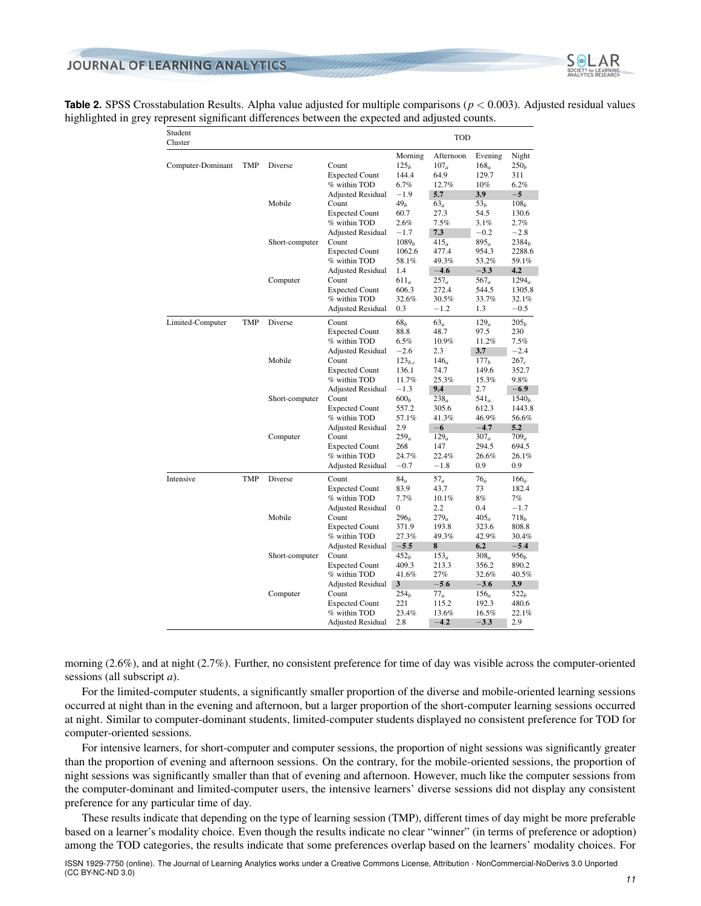**Table 2.** SPSS Crosstabulation Results. Alpha value adjusted for multiple comparisons ($p < 0.003$). Adjusted residual values highlighted in grey represent significant differences between the expected and adjusted counts.

| Student Cluster | | | | TOD | | | |
|---|---|---|---|---|---|---|---|
| | | | | Morning | Afternoon | Evening | Night |
| Computer-Dominant | TMP | Diverse | Count | $125_b$ | $107_a$ | $168_a$ | $250_b$ |
| | | | Expected Count | 144.4 | 64.9 | 129.7 | 311 |
| | | | % within TOD | 6.7% | 12.7% | 10% | 6.2% |
| | | | Adjusted Residual | −1.9 | **5.7** | **3.9** | **−5** |
| | | Mobile | Count | $49_b$ | $63_a$ | $53_b$ | $108_b$ |
| | | | Expected Count | 60.7 | 27.3 | 54.5 | 130.6 |
| | | | % within TOD | 2.6% | 7.5% | 3.1% | 2.7% |
| | | | Adjusted Residual | −1.7 | **7.3** | −0.2 | −2.8 |
| | | Short-computer | Count | $1089_b$ | $415_a$ | $895_a$ | $2384_b$ |
| | | | Expected Count | 1062.6 | 477.4 | 954.3 | 2288.6 |
| | | | % within TOD | 58.1% | 49.3% | 53.2% | 59.1% |
| | | | Adjusted Residual | 1.4 | **−4.6** | **−3.3** | **4.2** |
| | | Computer | Count | $611_a$ | $257_a$ | $567_a$ | $1294_a$ |
| | | | Expected Count | 606.3 | 272.4 | 544.5 | 1305.8 |
| | | | % within TOD | 32.6% | 30.5% | 33.7% | 32.1% |
| | | | Adjusted Residual | 0.3 | −1.2 | 1.3 | −0.5 |
| Limited-Computer | TMP | Diverse | Count | $68_b$ | $63_a$ | $129_a$ | $205_b$ |
| | | | Expected Count | 88.8 | 48.7 | 97.5 | 230 |
| | | | % within TOD | 6.5% | 10.9% | 11.2% | 7.5% |
| | | | Adjusted Residual | −2.6 | 2.3 | **3.7** | −2.4 |
| | | Mobile | Count | $123_{b,c}$ | $146_a$ | $177_b$ | $267_c$ |
| | | | Expected Count | 136.1 | 74.7 | 149.6 | 352.7 |
| | | | % within TOD | 11.7% | 25.3% | 15.3% | 9.8% |
| | | | Adjusted Residual | −1.3 | **9.4** | 2.7 | **−6.9** |
| | | Short-computer | Count | $600_b$ | $238_a$ | $541_a$ | $1540_b$ |
| | | | Expected Count | 557.2 | 305.6 | 612.3 | 1443.8 |
| | | | % within TOD | 57.1% | 41.3% | 46.9% | 56.6% |
| | | | Adjusted Residual | 2.9 | **−6** | **−4.7** | **5.2** |
| | | Computer | Count | $259_a$ | $129_a$ | $307_a$ | $709_a$ |
| | | | Expected Count | 268 | 147 | 294.5 | 694.5 |
| | | | % within TOD | 24.7% | 22.4% | 26.6% | 26.1% |
| | | | Adjusted Residual | −0.7 | −1.8 | 0.9 | 0.9 |
| Intensive | TMP | Diverse | Count | $84_a$ | $57_a$ | $76_a$ | $166_a$ |
| | | | Expected Count | 83.9 | 43.7 | 73 | 182.4 |
| | | | % within TOD | 7.7% | 10.1% | 8% | 7% |
| | | | Adjusted Residual | 0 | 2.2 | 0.4 | −1.7 |
| | | Mobile | Count | $296_b$ | $279_a$ | $405_a$ | $718_b$ |
| | | | Expected Count | 371.9 | 193.8 | 323.6 | 808.8 |
| | | | % within TOD | 27.3% | 49.3% | 42.9% | 30.4% |
| | | | Adjusted Residual | **−5.5** | **8** | **6.2** | **−5.4** |
| | | Short-computer | Count | $452_b$ | $153_a$ | $308_a$ | $956_b$ |
| | | | Expected Count | 409.3 | 213.3 | 356.2 | 890.2 |
| | | | % within TOD | 41.6% | 27% | 32.6% | 40.5% |
| | | | Adjusted Residual | **3** | **−5.6** | **−3.6** | **3.9** |
| | | Computer | Count | $254_b$ | $77_a$ | $156_a$ | $522_b$ |
| | | | Expected Count | 221 | 115.2 | 192.3 | 480.6 |
| | | | % within TOD | 23.4% | 13.6% | 16.5% | 22.1% |
| | | | Adjusted Residual | 2.8 | **−4.2** | **−3.3** | 2.9 |

morning (2.6%), and at night (2.7%). Further, no consistent preference for time of day was visible across the computer-oriented sessions (all subscript *a*).

For the limited-computer students, a significantly smaller proportion of the diverse and mobile-oriented learning sessions occurred at night than in the evening and afternoon, but a larger proportion of the short-computer learning sessions occurred at night. Similar to computer-dominant students, limited-computer students displayed no consistent preference for TOD for computer-oriented sessions.

For intensive learners, for short-computer and computer sessions, the proportion of night sessions was significantly greater than the proportion of evening and afternoon sessions. On the contrary, for the mobile-oriented sessions, the proportion of night sessions was significantly smaller than that of evening and afternoon. However, much like the computer sessions from the computer-dominant and limited-computer users, the intensive learners' diverse sessions did not display any consistent preference for any particular time of day.

These results indicate that depending on the type of learning session (TMP), different times of day might be more preferable based on a learner's modality choice. Even though the results indicate no clear "winner" (in terms of preference or adoption) among the TOD categories, the results indicate that some preferences overlap based on the learners' modality choices. For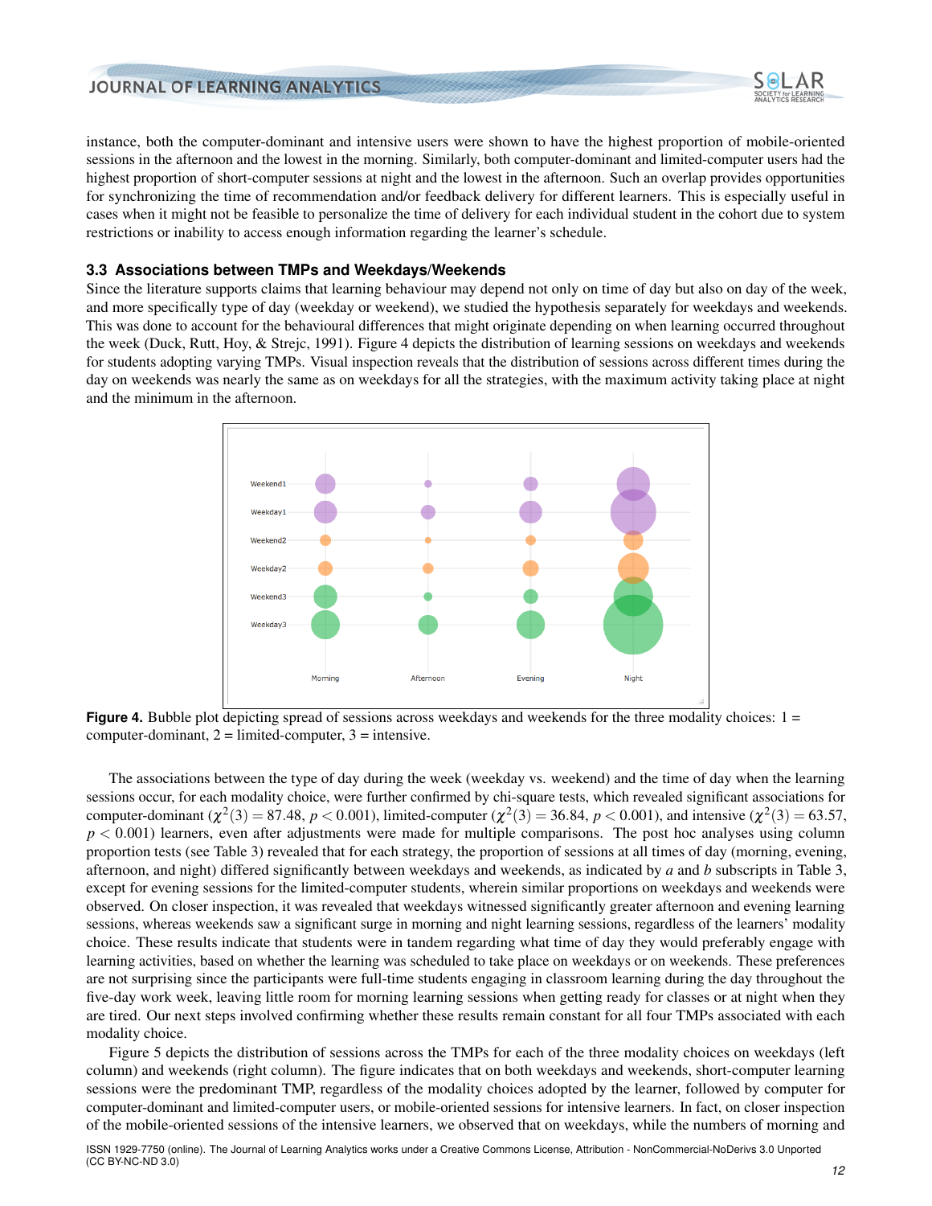instance, both the computer-dominant and intensive users were shown to have the highest proportion of mobile-oriented sessions in the afternoon and the lowest in the morning. Similarly, both computer-dominant and limited-computer users had the highest proportion of short-computer sessions at night and the lowest in the afternoon. Such an overlap provides opportunities for synchronizing the time of recommendation and/or feedback delivery for different learners. This is especially useful in cases when it might not be feasible to personalize the time of delivery for each individual student in the cohort due to system restrictions or inability to access enough information regarding the learner's schedule.

### 3.3 Associations between TMPs and Weekdays/Weekends

Since the literature supports claims that learning behaviour may depend not only on time of day but also on day of the week, and more specifically type of day (weekday or weekend), we studied the hypothesis separately for weekdays and weekends. This was done to account for the behavioural differences that might originate depending on when learning occurred throughout the week (Duck, Rutt, Hoy, & Strejc, 1991). Figure 4 depicts the distribution of learning sessions on weekdays and weekends for students adopting varying TMPs. Visual inspection reveals that the distribution of sessions across different times during the day on weekends was nearly the same as on weekdays for all the strategies, with the maximum activity taking place at night and the minimum in the afternoon.

**Figure 4.** Bubble plot depicting spread of sessions across weekdays and weekends for the three modality choices: 1 = computer-dominant, 2 = limited-computer, 3 = intensive.

The associations between the type of day during the week (weekday vs. weekend) and the time of day when the learning sessions occur, for each modality choice, were further confirmed by chi-square tests, which revealed significant associations for computer-dominant ($\chi^2(3) = 87.48$, $p < 0.001$), limited-computer ($\chi^2(3) = 36.84$, $p < 0.001$), and intensive ($\chi^2(3) = 63.57$, $p < 0.001$) learners, even after adjustments were made for multiple comparisons. The post hoc analyses using column proportion tests (see Table 3) revealed that for each strategy, the proportion of sessions at all times of day (morning, evening, afternoon, and night) differed significantly between weekdays and weekends, as indicated by *a* and *b* subscripts in Table 3, except for evening sessions for the limited-computer students, wherein similar proportions on weekdays and weekends were observed. On closer inspection, it was revealed that weekdays witnessed significantly greater afternoon and evening learning sessions, whereas weekends saw a significant surge in morning and night learning sessions, regardless of the learners' modality choice. These results indicate that students were in tandem regarding what time of day they would preferably engage with learning activities, based on whether the learning was scheduled to take place on weekdays or on weekends. These preferences are not surprising since the participants were full-time students engaging in classroom learning during the day throughout the five-day work week, leaving little room for morning learning sessions when getting ready for classes or at night when they are tired. Our next steps involved confirming whether these results remain constant for all four TMPs associated with each modality choice.

Figure 5 depicts the distribution of sessions across the TMPs for each of the three modality choices on weekdays (left column) and weekends (right column). The figure indicates that on both weekdays and weekends, short-computer learning sessions were the predominant TMP, regardless of the modality choices adopted by the learner, followed by computer for computer-dominant and limited-computer users, or mobile-oriented sessions for intensive learners. In fact, on closer inspection of the mobile-oriented sessions of the intensive learners, we observed that on weekdays, while the numbers of morning and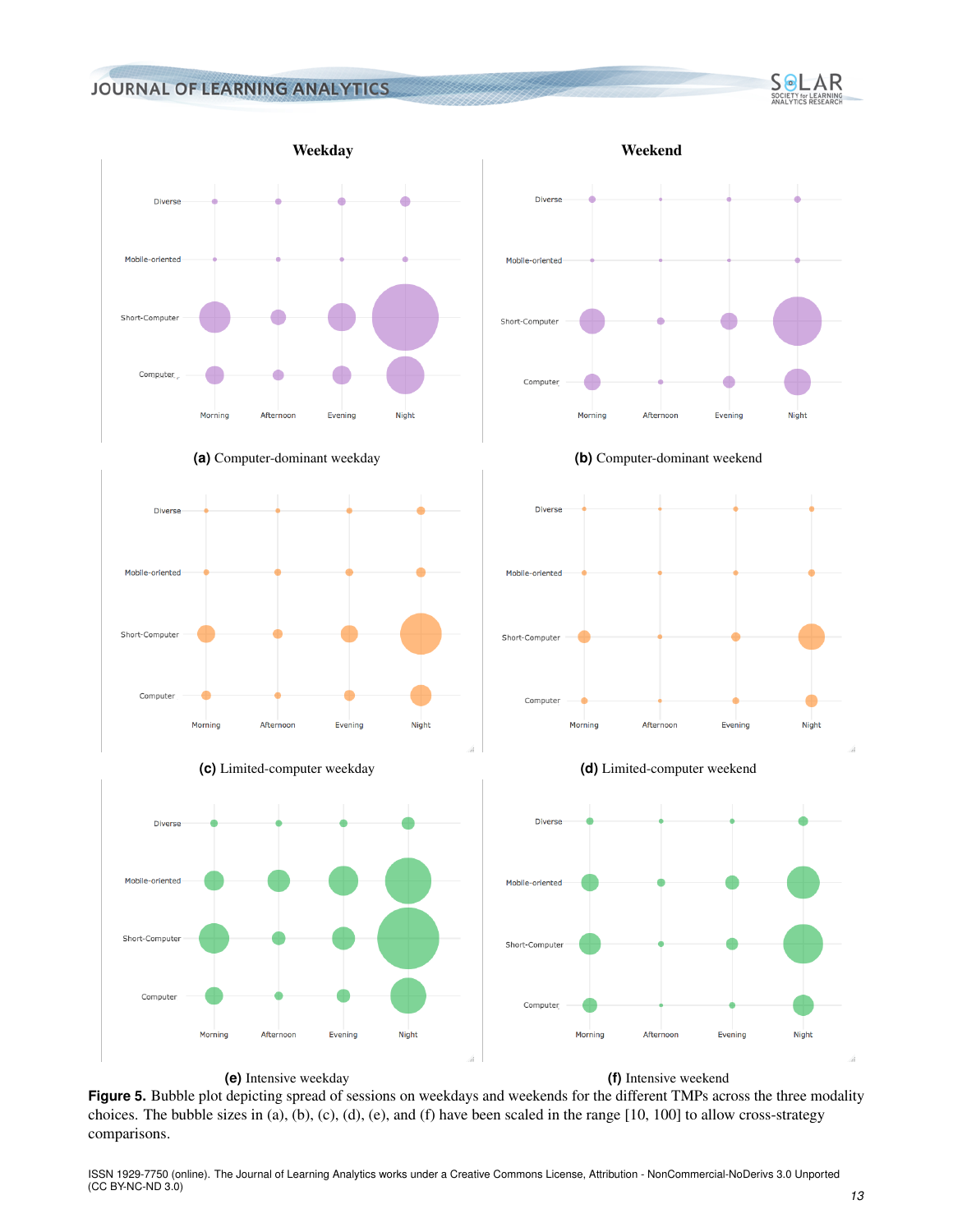**Weekday** **Weekend**

**(a)** Computer-dominant weekday

**(b)** Computer-dominant weekend

**(c)** Limited-computer weekday

**(d)** Limited-computer weekend

**(e)** Intensive weekday

**(f)** Intensive weekend

**Figure 5.** Bubble plot depicting spread of sessions on weekdays and weekends for the different TMPs across the three modality choices. The bubble sizes in (a), (b), (c), (d), (e), and (f) have been scaled in the range [10, 100] to allow cross-strategy comparisons.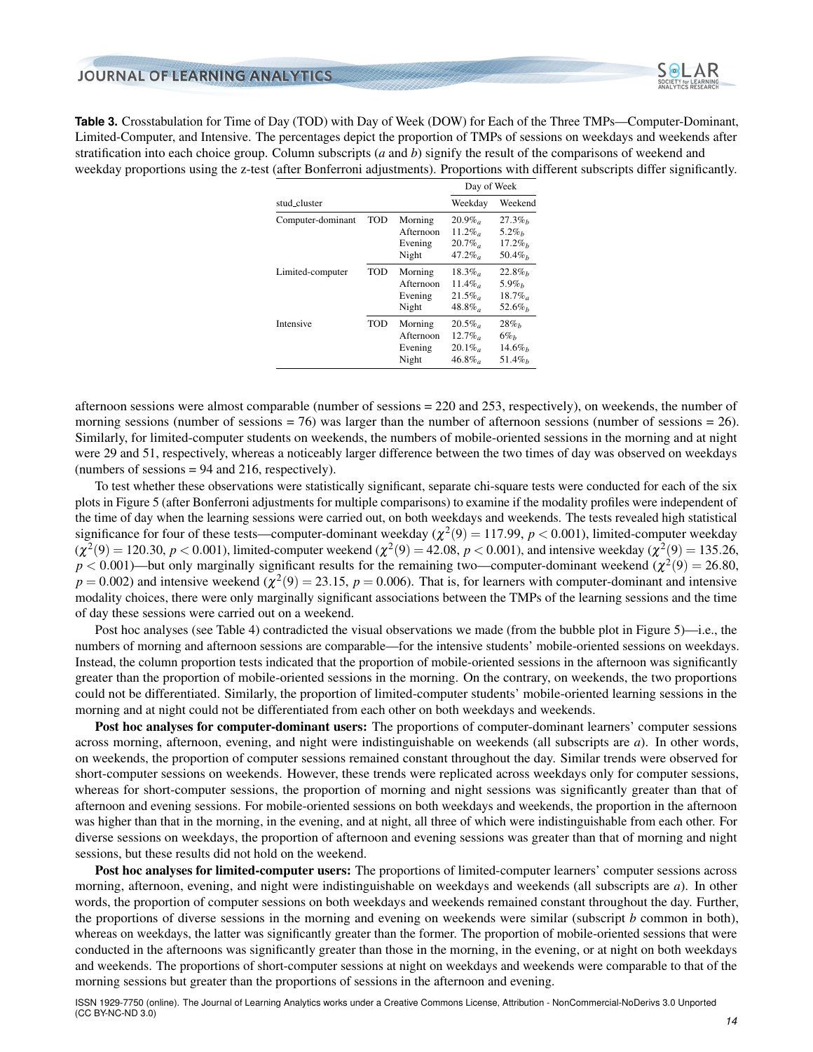**Table 3.** Crosstabulation for Time of Day (TOD) with Day of Week (DOW) for Each of the Three TMPs—Computer-Dominant, Limited-Computer, and Intensive. The percentages depict the proportion of TMPs of sessions on weekdays and weekends after stratification into each choice group. Column subscripts (*a* and *b*) signify the result of the comparisons of weekend and weekday proportions using the z-test (after Bonferroni adjustments). Proportions with different subscripts differ significantly.

| | | | Day of Week | |
|---|---|---|---|---|
| stud_cluster | | | Weekday | Weekend |
| Computer-dominant | TOD | Morning | $20.9\%_a$ | $27.3\%_b$ |
| | | Afternoon | $11.2\%_a$ | $5.2\%_b$ |
| | | Evening | $20.7\%_a$ | $17.2\%_b$ |
| | | Night | $47.2\%_a$ | $50.4\%_b$ |
| Limited-computer | TOD | Morning | $18.3\%_a$ | $22.8\%_b$ |
| | | Afternoon | $11.4\%_a$ | $5.9\%_b$ |
| | | Evening | $21.5\%_a$ | $18.7\%_a$ |
| | | Night | $48.8\%_a$ | $52.6\%_b$ |
| Intensive | TOD | Morning | $20.5\%_a$ | $28\%_b$ |
| | | Afternoon | $12.7\%_a$ | $6\%_b$ |
| | | Evening | $20.1\%_a$ | $14.6\%_b$ |
| | | Night | $46.8\%_a$ | $51.4\%_b$ |

afternoon sessions were almost comparable (number of sessions = 220 and 253, respectively), on weekends, the number of morning sessions (number of sessions = 76) was larger than the number of afternoon sessions (number of sessions = 26). Similarly, for limited-computer students on weekends, the numbers of mobile-oriented sessions in the morning and at night were 29 and 51, respectively, whereas a noticeably larger difference between the two times of day was observed on weekdays (numbers of sessions = 94 and 216, respectively).

To test whether these observations were statistically significant, separate chi-square tests were conducted for each of the six plots in Figure 5 (after Bonferroni adjustments for multiple comparisons) to examine if the modality profiles were independent of the time of day when the learning sessions were carried out, on both weekdays and weekends. The tests revealed high statistical significance for four of these tests—computer-dominant weekday ($\chi^2(9) = 117.99$, $p < 0.001$), limited-computer weekday ($\chi^2(9) = 120.30$, $p < 0.001$), limited-computer weekend ($\chi^2(9) = 42.08$, $p < 0.001$), and intensive weekday ($\chi^2(9) = 135.26$, $p < 0.001$)—but only marginally significant results for the remaining two—computer-dominant weekend ($\chi^2(9) = 26.80$, $p = 0.002$) and intensive weekend ($\chi^2(9) = 23.15$, $p = 0.006$). That is, for learners with computer-dominant and intensive modality choices, there were only marginally significant associations between the TMPs of the learning sessions and the time of day these sessions were carried out on a weekend.

Post hoc analyses (see Table 4) contradicted the visual observations we made (from the bubble plot in Figure 5)—i.e., the numbers of morning and afternoon sessions are comparable—for the intensive students' mobile-oriented sessions on weekdays. Instead, the column proportion tests indicated that the proportion of mobile-oriented sessions in the afternoon was significantly greater than the proportion of mobile-oriented sessions in the morning. On the contrary, on weekends, the two proportions could not be differentiated. Similarly, the proportion of limited-computer students' mobile-oriented learning sessions in the morning and at night could not be differentiated from each other on both weekdays and weekends.

**Post hoc analyses for computer-dominant users:** The proportions of computer-dominant learners' computer sessions across morning, afternoon, evening, and night were indistinguishable on weekends (all subscripts are *a*). In other words, on weekends, the proportion of computer sessions remained constant throughout the day. Similar trends were observed for short-computer sessions on weekends. However, these trends were replicated across weekdays only for computer sessions, whereas for short-computer sessions, the proportion of morning and night sessions was significantly greater than that of afternoon and evening sessions. For mobile-oriented sessions on both weekdays and weekends, the proportion in the afternoon was higher than that in the morning, in the evening, and at night, all three of which were indistinguishable from each other. For diverse sessions on weekdays, the proportion of afternoon and evening sessions was greater than that of morning and night sessions, but these results did not hold on the weekend.

**Post hoc analyses for limited-computer users:** The proportions of limited-computer learners' computer sessions across morning, afternoon, evening, and night were indistinguishable on weekdays and weekends (all subscripts are *a*). In other words, the proportion of computer sessions on both weekdays and weekends remained constant throughout the day. Further, the proportions of diverse sessions in the morning and evening on weekends were similar (subscript *b* common in both), whereas on weekdays, the latter was significantly greater than the former. The proportion of mobile-oriented sessions that were conducted in the afternoons was significantly greater than those in the morning, in the evening, or at night on both weekdays and weekends. The proportions of short-computer sessions at night on weekdays and weekends were comparable to that of the morning sessions but greater than the proportions of sessions in the afternoon and evening.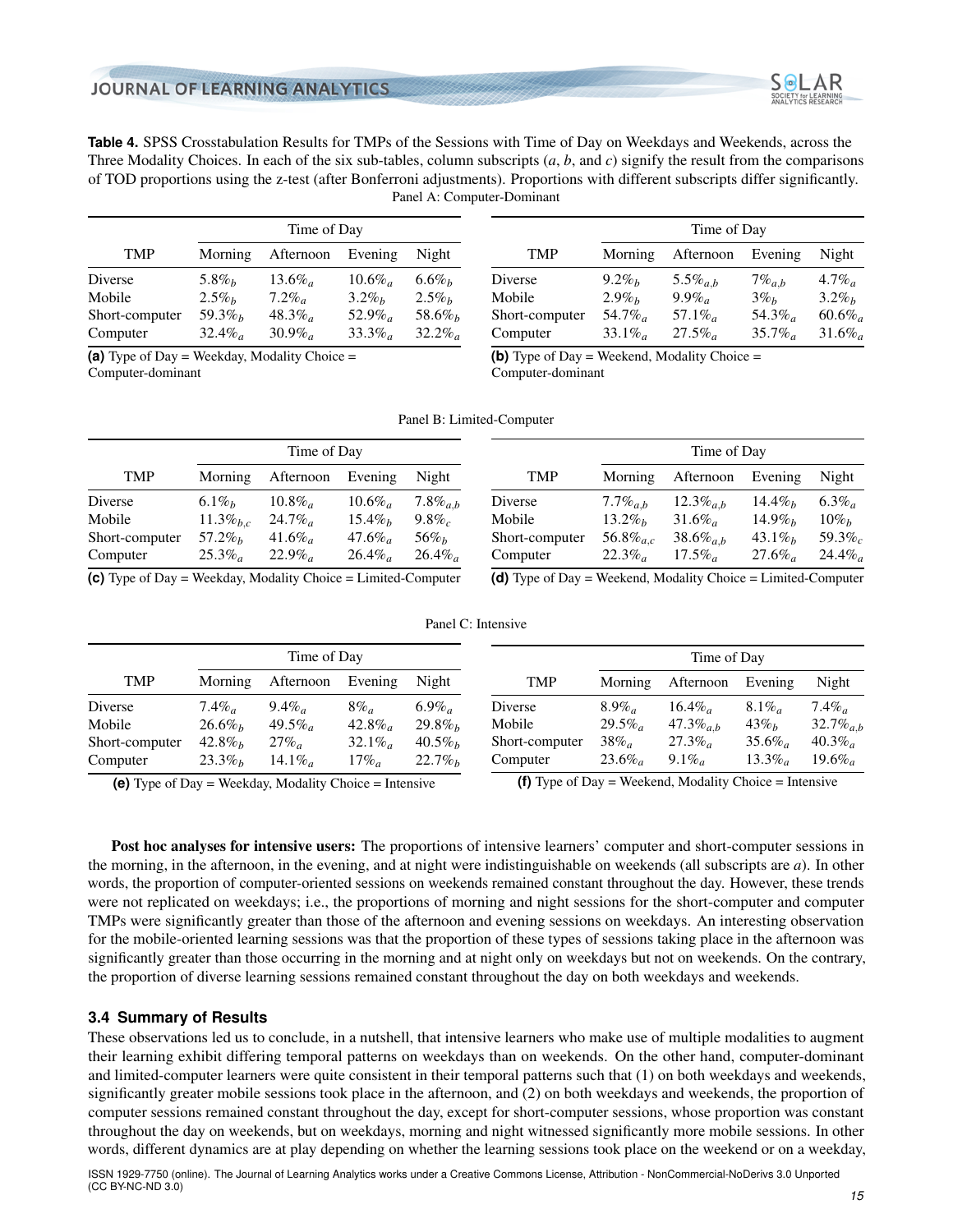**Table 4.** SPSS Crosstabulation Results for TMPs of the Sessions with Time of Day on Weekdays and Weekends, across the Three Modality Choices. In each of the six sub-tables, column subscripts (*a*, *b*, and *c*) signify the result from the comparisons of TOD proportions using the z-test (after Bonferroni adjustments). Proportions with different subscripts differ significantly.

Panel A: Computer-Dominant

| TMP | Time of Day | | | |
|---|---|---|---|---|
| | Morning | Afternoon | Evening | Night |
| Diverse | $5.8\%_b$ | $13.6\%_a$ | $10.6\%_a$ | $6.6\%_b$ |
| Mobile | $2.5\%_b$ | $7.2\%_a$ | $3.2\%_b$ | $2.5\%_b$ |
| Short-computer | $59.3\%_b$ | $48.3\%_a$ | $52.9\%_a$ | $58.6\%_b$ |
| Computer | $32.4\%_a$ | $30.9\%_a$ | $33.3\%_a$ | $32.2\%_a$ |

**(a)** Type of Day = Weekday, Modality Choice = Computer-dominant

| TMP | Time of Day | | | |
|---|---|---|---|---|
| | Morning | Afternoon | Evening | Night |
| Diverse | $9.2\%_b$ | $5.5\%_{a,b}$ | $7\%_{a,b}$ | $4.7\%_a$ |
| Mobile | $2.9\%_b$ | $9.9\%_a$ | $3\%_b$ | $3.2\%_b$ |
| Short-computer | $54.7\%_a$ | $57.1\%_a$ | $54.3\%_a$ | $60.6\%_a$ |
| Computer | $33.1\%_a$ | $27.5\%_a$ | $35.7\%_a$ | $31.6\%_a$ |

**(b)** Type of Day = Weekend, Modality Choice = Computer-dominant

Panel B: Limited-Computer

| TMP | Time of Day | | | |
|---|---|---|---|---|
| | Morning | Afternoon | Evening | Night |
| Diverse | $6.1\%_b$ | $10.8\%_a$ | $10.6\%_a$ | $7.8\%_{a,b}$ |
| Mobile | $11.3\%_{b,c}$ | $24.7\%_a$ | $15.4\%_b$ | $9.8\%_c$ |
| Short-computer | $57.2\%_b$ | $41.6\%_a$ | $47.6\%_a$ | $56\%_b$ |
| Computer | $25.3\%_a$ | $22.9\%_a$ | $26.4\%_a$ | $26.4\%_a$ |

**(c)** Type of Day = Weekday, Modality Choice = Limited-Computer

| TMP | Time of Day | | | |
|---|---|---|---|---|
| | Morning | Afternoon | Evening | Night |
| Diverse | $7.7\%_{a,b}$ | $12.3\%_{a,b}$ | $14.4\%_b$ | $6.3\%_a$ |
| Mobile | $13.2\%_b$ | $31.6\%_a$ | $14.9\%_b$ | $10\%_b$ |
| Short-computer | $56.8\%_{a,c}$ | $38.6\%_{a,b}$ | $43.1\%_b$ | $59.3\%_c$ |
| Computer | $22.3\%_a$ | $17.5\%_a$ | $27.6\%_a$ | $24.4\%_a$ |

**(d)** Type of Day = Weekend, Modality Choice = Limited-Computer

Panel C: Intensive

| TMP | Time of Day | | | |
|---|---|---|---|---|
| | Morning | Afternoon | Evening | Night |
| Diverse | $7.4\%_a$ | $9.4\%_a$ | $8\%_a$ | $6.9\%_a$ |
| Mobile | $26.6\%_b$ | $49.5\%_a$ | $42.8\%_a$ | $29.8\%_b$ |
| Short-computer | $42.8\%_b$ | $27\%_a$ | $32.1\%_a$ | $40.5\%_b$ |
| Computer | $23.3\%_b$ | $14.1\%_a$ | $17\%_a$ | $22.7\%_b$ |

**(e)** Type of Day = Weekday, Modality Choice = Intensive

| TMP | Time of Day | | | |
|---|---|---|---|---|
| | Morning | Afternoon | Evening | Night |
| Diverse | $8.9\%_a$ | $16.4\%_a$ | $8.1\%_a$ | $7.4\%_a$ |
| Mobile | $29.5\%_a$ | $47.3\%_{a,b}$ | $43\%_b$ | $32.7\%_{a,b}$ |
| Short-computer | $38\%_a$ | $27.3\%_a$ | $35.6\%_a$ | $40.3\%_a$ |
| Computer | $23.6\%_a$ | $9.1\%_a$ | $13.3\%_a$ | $19.6\%_a$ |

**(f)** Type of Day = Weekend, Modality Choice = Intensive

**Post hoc analyses for intensive users:** The proportions of intensive learners' computer and short-computer sessions in the morning, in the afternoon, in the evening, and at night were indistinguishable on weekends (all subscripts are *a*). In other words, the proportion of computer-oriented sessions on weekends remained constant throughout the day. However, these trends were not replicated on weekdays; i.e., the proportions of morning and night sessions for the short-computer and computer TMPs were significantly greater than those of the afternoon and evening sessions on weekdays. An interesting observation for the mobile-oriented learning sessions was that the proportion of these types of sessions taking place in the afternoon was significantly greater than those occurring in the morning and at night only on weekdays but not on weekends. On the contrary, the proportion of diverse learning sessions remained constant throughout the day on both weekdays and weekends.

### 3.4 Summary of Results

These observations led us to conclude, in a nutshell, that intensive learners who make use of multiple modalities to augment their learning exhibit differing temporal patterns on weekdays than on weekends. On the other hand, computer-dominant and limited-computer learners were quite consistent in their temporal patterns such that (1) on both weekdays and weekends, significantly greater mobile sessions took place in the afternoon, and (2) on both weekdays and weekends, the proportion of computer sessions remained constant throughout the day, except for short-computer sessions, whose proportion was constant throughout the day on weekends, but on weekdays, morning and night witnessed significantly more mobile sessions. In other words, different dynamics are at play depending on whether the learning sessions took place on the weekend or on a weekday,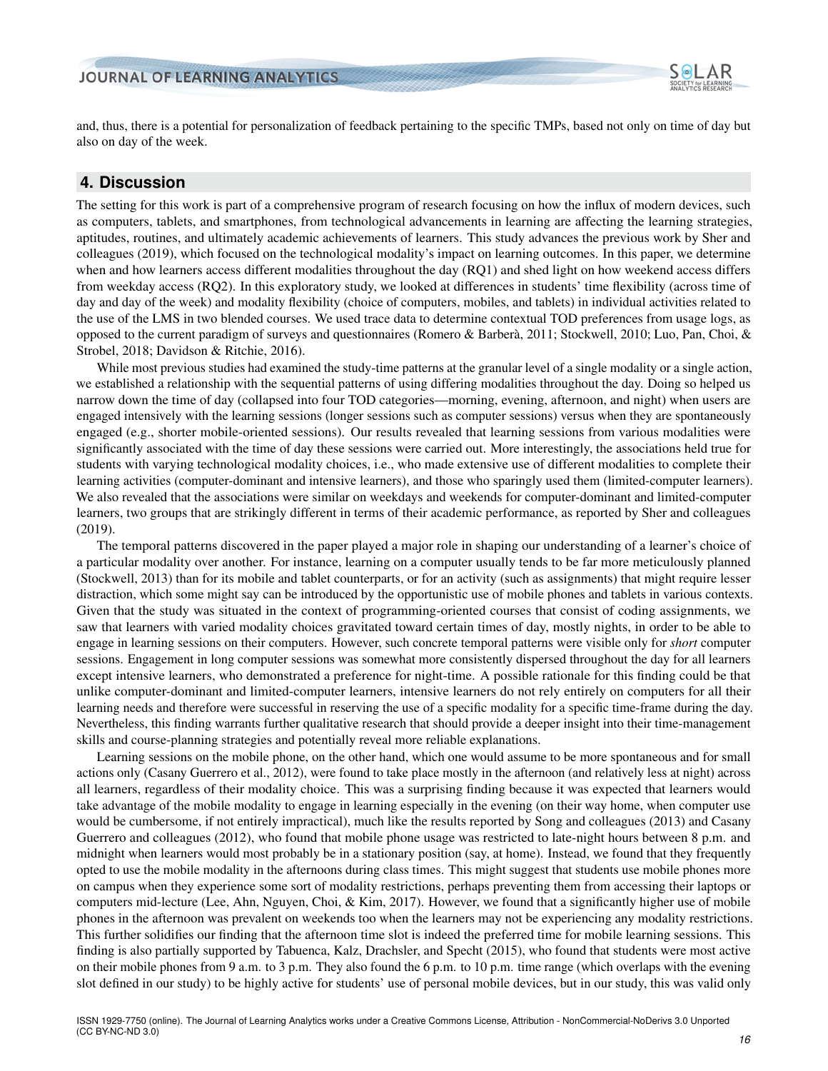and, thus, there is a potential for personalization of feedback pertaining to the specific TMPs, based not only on time of day but also on day of the week.

## 4. Discussion

The setting for this work is part of a comprehensive program of research focusing on how the influx of modern devices, such as computers, tablets, and smartphones, from technological advancements in learning are affecting the learning strategies, aptitudes, routines, and ultimately academic achievements of learners. This study advances the previous work by Sher and colleagues (2019), which focused on the technological modality's impact on learning outcomes. In this paper, we determine when and how learners access different modalities throughout the day (RQ1) and shed light on how weekend access differs from weekday access (RQ2). In this exploratory study, we looked at differences in students' time flexibility (across time of day and day of the week) and modality flexibility (choice of computers, mobiles, and tablets) in individual activities related to the use of the LMS in two blended courses. We used trace data to determine contextual TOD preferences from usage logs, as opposed to the current paradigm of surveys and questionnaires (Romero & Barberà, 2011; Stockwell, 2010; Luo, Pan, Choi, & Strobel, 2018; Davidson & Ritchie, 2016).

While most previous studies had examined the study-time patterns at the granular level of a single modality or a single action, we established a relationship with the sequential patterns of using differing modalities throughout the day. Doing so helped us narrow down the time of day (collapsed into four TOD categories—morning, evening, afternoon, and night) when users are engaged intensively with the learning sessions (longer sessions such as computer sessions) versus when they are spontaneously engaged (e.g., shorter mobile-oriented sessions). Our results revealed that learning sessions from various modalities were significantly associated with the time of day these sessions were carried out. More interestingly, the associations held true for students with varying technological modality choices, i.e., who made extensive use of different modalities to complete their learning activities (computer-dominant and intensive learners), and those who sparingly used them (limited-computer learners). We also revealed that the associations were similar on weekdays and weekends for computer-dominant and limited-computer learners, two groups that are strikingly different in terms of their academic performance, as reported by Sher and colleagues (2019).

The temporal patterns discovered in the paper played a major role in shaping our understanding of a learner's choice of a particular modality over another. For instance, learning on a computer usually tends to be far more meticulously planned (Stockwell, 2013) than for its mobile and tablet counterparts, or for an activity (such as assignments) that might require lesser distraction, which some might say can be introduced by the opportunistic use of mobile phones and tablets in various contexts. Given that the study was situated in the context of programming-oriented courses that consist of coding assignments, we saw that learners with varied modality choices gravitated toward certain times of day, mostly nights, in order to be able to engage in learning sessions on their computers. However, such concrete temporal patterns were visible only for *short* computer sessions. Engagement in long computer sessions was somewhat more consistently dispersed throughout the day for all learners except intensive learners, who demonstrated a preference for night-time. A possible rationale for this finding could be that unlike computer-dominant and limited-computer learners, intensive learners do not rely entirely on computers for all their learning needs and therefore were successful in reserving the use of a specific modality for a specific time-frame during the day. Nevertheless, this finding warrants further qualitative research that should provide a deeper insight into their time-management skills and course-planning strategies and potentially reveal more reliable explanations.

Learning sessions on the mobile phone, on the other hand, which one would assume to be more spontaneous and for small actions only (Casany Guerrero et al., 2012), were found to take place mostly in the afternoon (and relatively less at night) across all learners, regardless of their modality choice. This was a surprising finding because it was expected that learners would take advantage of the mobile modality to engage in learning especially in the evening (on their way home, when computer use would be cumbersome, if not entirely impractical), much like the results reported by Song and colleagues (2013) and Casany Guerrero and colleagues (2012), who found that mobile phone usage was restricted to late-night hours between 8 p.m. and midnight when learners would most probably be in a stationary position (say, at home). Instead, we found that they frequently opted to use the mobile modality in the afternoons during class times. This might suggest that students use mobile phones more on campus when they experience some sort of modality restrictions, perhaps preventing them from accessing their laptops or computers mid-lecture (Lee, Ahn, Nguyen, Choi, & Kim, 2017). However, we found that a significantly higher use of mobile phones in the afternoon was prevalent on weekends too when the learners may not be experiencing any modality restrictions. This further solidifies our finding that the afternoon time slot is indeed the preferred time for mobile learning sessions. This finding is also partially supported by Tabuenca, Kalz, Drachsler, and Specht (2015), who found that students were most active on their mobile phones from 9 a.m. to 3 p.m. They also found the 6 p.m. to 10 p.m. time range (which overlaps with the evening slot defined in our study) to be highly active for students' use of personal mobile devices, but in our study, this was valid only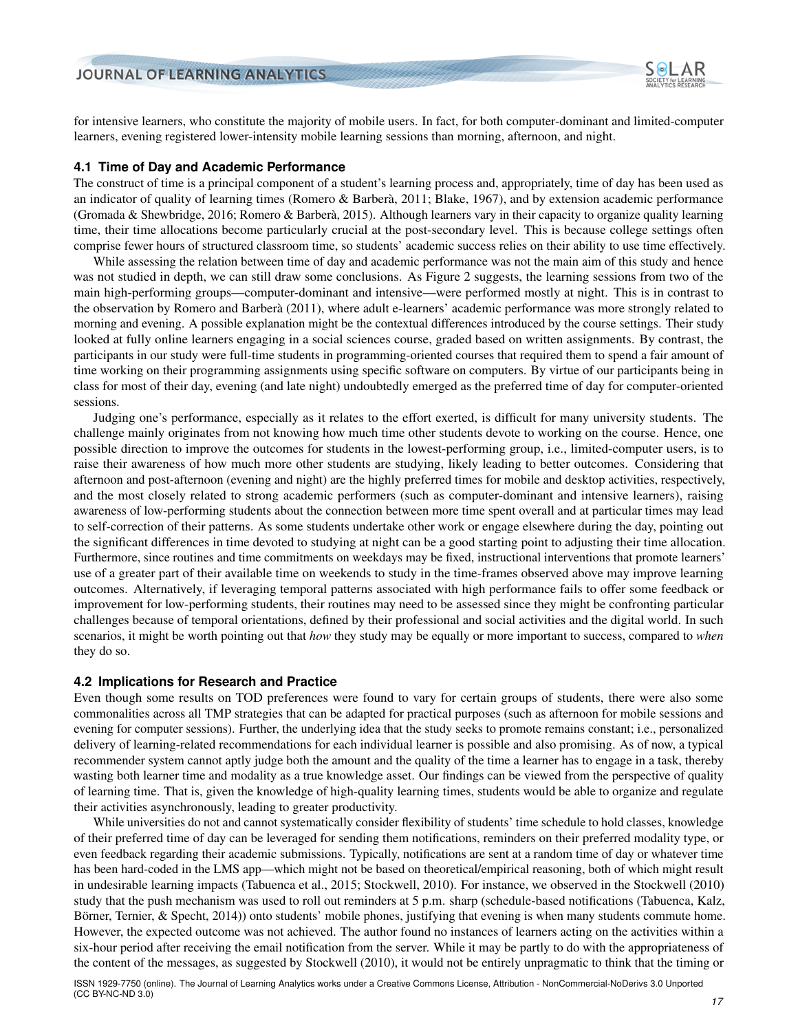for intensive learners, who constitute the majority of mobile users. In fact, for both computer-dominant and limited-computer learners, evening registered lower-intensity mobile learning sessions than morning, afternoon, and night.

### 4.1 Time of Day and Academic Performance

The construct of time is a principal component of a student's learning process and, appropriately, time of day has been used as an indicator of quality of learning times (Romero & Barberà, 2011; Blake, 1967), and by extension academic performance (Gromada & Shewbridge, 2016; Romero & Barberà, 2015). Although learners vary in their capacity to organize quality learning time, their time allocations become particularly crucial at the post-secondary level. This is because college settings often comprise fewer hours of structured classroom time, so students' academic success relies on their ability to use time effectively.

While assessing the relation between time of day and academic performance was not the main aim of this study and hence was not studied in depth, we can still draw some conclusions. As Figure 2 suggests, the learning sessions from two of the main high-performing groups—computer-dominant and intensive—were performed mostly at night. This is in contrast to the observation by Romero and Barberà (2011), where adult e-learners' academic performance was more strongly related to morning and evening. A possible explanation might be the contextual differences introduced by the course settings. Their study looked at fully online learners engaging in a social sciences course, graded based on written assignments. By contrast, the participants in our study were full-time students in programming-oriented courses that required them to spend a fair amount of time working on their programming assignments using specific software on computers. By virtue of our participants being in class for most of their day, evening (and late night) undoubtedly emerged as the preferred time of day for computer-oriented sessions.

Judging one's performance, especially as it relates to the effort exerted, is difficult for many university students. The challenge mainly originates from not knowing how much time other students devote to working on the course. Hence, one possible direction to improve the outcomes for students in the lowest-performing group, i.e., limited-computer users, is to raise their awareness of how much more other students are studying, likely leading to better outcomes. Considering that afternoon and post-afternoon (evening and night) are the highly preferred times for mobile and desktop activities, respectively, and the most closely related to strong academic performers (such as computer-dominant and intensive learners), raising awareness of low-performing students about the connection between more time spent overall and at particular times may lead to self-correction of their patterns. As some students undertake other work or engage elsewhere during the day, pointing out the significant differences in time devoted to studying at night can be a good starting point to adjusting their time allocation. Furthermore, since routines and time commitments on weekdays may be fixed, instructional interventions that promote learners' use of a greater part of their available time on weekends to study in the time-frames observed above may improve learning outcomes. Alternatively, if leveraging temporal patterns associated with high performance fails to offer some feedback or improvement for low-performing students, their routines may need to be assessed since they might be confronting particular challenges because of temporal orientations, defined by their professional and social activities and the digital world. In such scenarios, it might be worth pointing out that *how* they study may be equally or more important to success, compared to *when* they do so.

### 4.2 Implications for Research and Practice

Even though some results on TOD preferences were found to vary for certain groups of students, there were also some commonalities across all TMP strategies that can be adapted for practical purposes (such as afternoon for mobile sessions and evening for computer sessions). Further, the underlying idea that the study seeks to promote remains constant; i.e., personalized delivery of learning-related recommendations for each individual learner is possible and also promising. As of now, a typical recommender system cannot aptly judge both the amount and the quality of the time a learner has to engage in a task, thereby wasting both learner time and modality as a true knowledge asset. Our findings can be viewed from the perspective of quality of learning time. That is, given the knowledge of high-quality learning times, students would be able to organize and regulate their activities asynchronously, leading to greater productivity.

While universities do not and cannot systematically consider flexibility of students' time schedule to hold classes, knowledge of their preferred time of day can be leveraged for sending them notifications, reminders on their preferred modality type, or even feedback regarding their academic submissions. Typically, notifications are sent at a random time of day or whatever time has been hard-coded in the LMS app—which might not be based on theoretical/empirical reasoning, both of which might result in undesirable learning impacts (Tabuenca et al., 2015; Stockwell, 2010). For instance, we observed in the Stockwell (2010) study that the push mechanism was used to roll out reminders at 5 p.m. sharp (schedule-based notifications (Tabuenca, Kalz, Börner, Ternier, & Specht, 2014)) onto students' mobile phones, justifying that evening is when many students commute home. However, the expected outcome was not achieved. The author found no instances of learners acting on the activities within a six-hour period after receiving the email notification from the server. While it may be partly to do with the appropriateness of the content of the messages, as suggested by Stockwell (2010), it would not be entirely unpragmatic to think that the timing or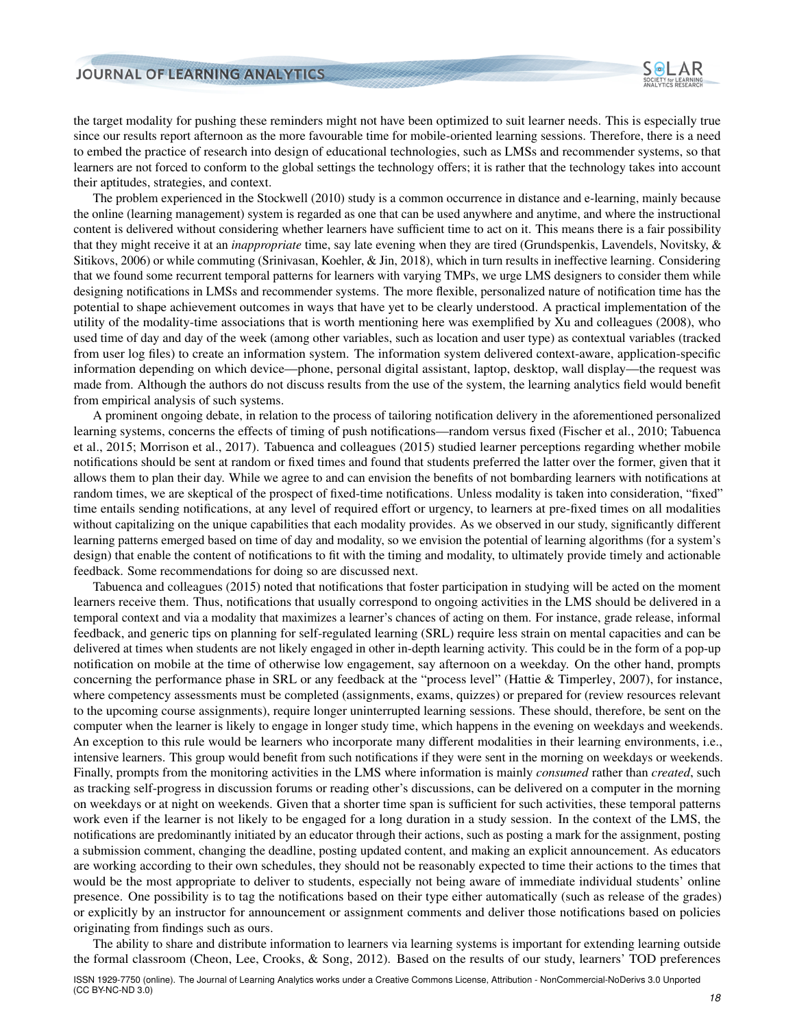the target modality for pushing these reminders might not have been optimized to suit learner needs. This is especially true since our results report afternoon as the more favourable time for mobile-oriented learning sessions. Therefore, there is a need to embed the practice of research into design of educational technologies, such as LMSs and recommender systems, so that learners are not forced to conform to the global settings the technology offers; it is rather that the technology takes into account their aptitudes, strategies, and context.

The problem experienced in the Stockwell (2010) study is a common occurrence in distance and e-learning, mainly because the online (learning management) system is regarded as one that can be used anywhere and anytime, and where the instructional content is delivered without considering whether learners have sufficient time to act on it. This means there is a fair possibility that they might receive it at an *inappropriate* time, say late evening when they are tired (Grundspenkis, Lavendels, Novitsky, & Sitikovs, 2006) or while commuting (Srinivasan, Koehler, & Jin, 2018), which in turn results in ineffective learning. Considering that we found some recurrent temporal patterns for learners with varying TMPs, we urge LMS designers to consider them while designing notifications in LMSs and recommender systems. The more flexible, personalized nature of notification time has the potential to shape achievement outcomes in ways that have yet to be clearly understood. A practical implementation of the utility of the modality-time associations that is worth mentioning here was exemplified by Xu and colleagues (2008), who used time of day and day of the week (among other variables, such as location and user type) as contextual variables (tracked from user log files) to create an information system. The information system delivered context-aware, application-specific information depending on which device—phone, personal digital assistant, laptop, desktop, wall display—the request was made from. Although the authors do not discuss results from the use of the system, the learning analytics field would benefit from empirical analysis of such systems.

A prominent ongoing debate, in relation to the process of tailoring notification delivery in the aforementioned personalized learning systems, concerns the effects of timing of push notifications—random versus fixed (Fischer et al., 2010; Tabuenca et al., 2015; Morrison et al., 2017). Tabuenca and colleagues (2015) studied learner perceptions regarding whether mobile notifications should be sent at random or fixed times and found that students preferred the latter over the former, given that it allows them to plan their day. While we agree to and can envision the benefits of not bombarding learners with notifications at random times, we are skeptical of the prospect of fixed-time notifications. Unless modality is taken into consideration, "fixed" time entails sending notifications, at any level of required effort or urgency, to learners at pre-fixed times on all modalities without capitalizing on the unique capabilities that each modality provides. As we observed in our study, significantly different learning patterns emerged based on time of day and modality, so we envision the potential of learning algorithms (for a system's design) that enable the content of notifications to fit with the timing and modality, to ultimately provide timely and actionable feedback. Some recommendations for doing so are discussed next.

Tabuenca and colleagues (2015) noted that notifications that foster participation in studying will be acted on the moment learners receive them. Thus, notifications that usually correspond to ongoing activities in the LMS should be delivered in a temporal context and via a modality that maximizes a learner's chances of acting on them. For instance, grade release, informal feedback, and generic tips on planning for self-regulated learning (SRL) require less strain on mental capacities and can be delivered at times when students are not likely engaged in other in-depth learning activity. This could be in the form of a pop-up notification on mobile at the time of otherwise low engagement, say afternoon on a weekday. On the other hand, prompts concerning the performance phase in SRL or any feedback at the "process level" (Hattie & Timperley, 2007), for instance, where competency assessments must be completed (assignments, exams, quizzes) or prepared for (review resources relevant to the upcoming course assignments), require longer uninterrupted learning sessions. These should, therefore, be sent on the computer when the learner is likely to engage in longer study time, which happens in the evening on weekdays and weekends. An exception to this rule would be learners who incorporate many different modalities in their learning environments, i.e., intensive learners. This group would benefit from such notifications if they were sent in the morning on weekdays or weekends. Finally, prompts from the monitoring activities in the LMS where information is mainly *consumed* rather than *created*, such as tracking self-progress in discussion forums or reading other's discussions, can be delivered on a computer in the morning on weekdays or at night on weekends. Given that a shorter time span is sufficient for such activities, these temporal patterns work even if the learner is not likely to be engaged for a long duration in a study session. In the context of the LMS, the notifications are predominantly initiated by an educator through their actions, such as posting a mark for the assignment, posting a submission comment, changing the deadline, posting updated content, and making an explicit announcement. As educators are working according to their own schedules, they should not be reasonably expected to time their actions to the times that would be the most appropriate to deliver to students, especially not being aware of immediate individual students' online presence. One possibility is to tag the notifications based on their type either automatically (such as release of the grades) or explicitly by an instructor for announcement or assignment comments and deliver those notifications based on policies originating from findings such as ours.

The ability to share and distribute information to learners via learning systems is important for extending learning outside the formal classroom (Cheon, Lee, Crooks, & Song, 2012). Based on the results of our study, learners' TOD preferences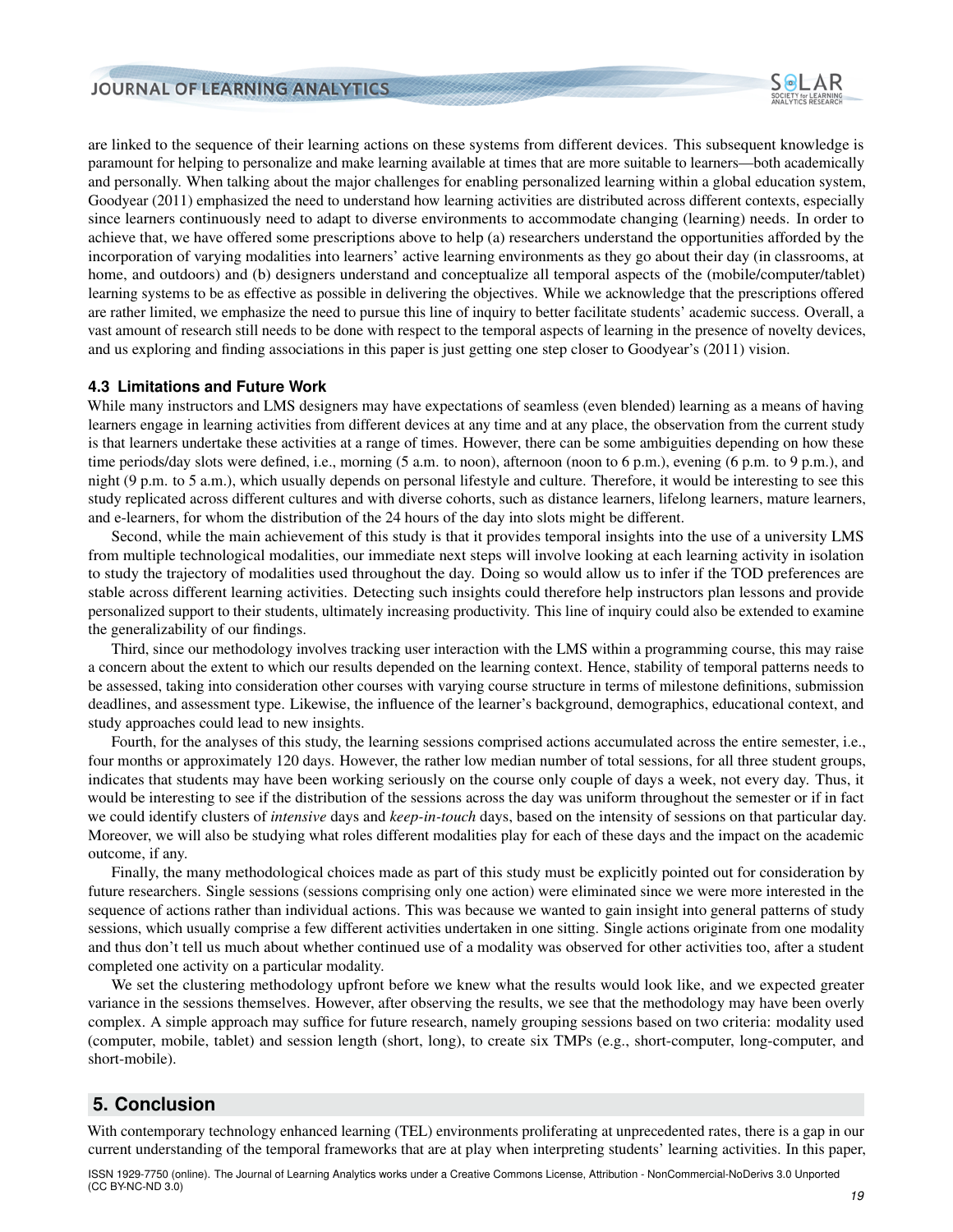are linked to the sequence of their learning actions on these systems from different devices. This subsequent knowledge is paramount for helping to personalize and make learning available at times that are more suitable to learners—both academically and personally. When talking about the major challenges for enabling personalized learning within a global education system, Goodyear (2011) emphasized the need to understand how learning activities are distributed across different contexts, especially since learners continuously need to adapt to diverse environments to accommodate changing (learning) needs. In order to achieve that, we have offered some prescriptions above to help (a) researchers understand the opportunities afforded by the incorporation of varying modalities into learners' active learning environments as they go about their day (in classrooms, at home, and outdoors) and (b) designers understand and conceptualize all temporal aspects of the (mobile/computer/tablet) learning systems to be as effective as possible in delivering the objectives. While we acknowledge that the prescriptions offered are rather limited, we emphasize the need to pursue this line of inquiry to better facilitate students' academic success. Overall, a vast amount of research still needs to be done with respect to the temporal aspects of learning in the presence of novelty devices, and us exploring and finding associations in this paper is just getting one step closer to Goodyear's (2011) vision.

### 4.3 Limitations and Future Work

While many instructors and LMS designers may have expectations of seamless (even blended) learning as a means of having learners engage in learning activities from different devices at any time and at any place, the observation from the current study is that learners undertake these activities at a range of times. However, there can be some ambiguities depending on how these time periods/day slots were defined, i.e., morning (5 a.m. to noon), afternoon (noon to 6 p.m.), evening (6 p.m. to 9 p.m.), and night (9 p.m. to 5 a.m.), which usually depends on personal lifestyle and culture. Therefore, it would be interesting to see this study replicated across different cultures and with diverse cohorts, such as distance learners, lifelong learners, mature learners, and e-learners, for whom the distribution of the 24 hours of the day into slots might be different.

Second, while the main achievement of this study is that it provides temporal insights into the use of a university LMS from multiple technological modalities, our immediate next steps will involve looking at each learning activity in isolation to study the trajectory of modalities used throughout the day. Doing so would allow us to infer if the TOD preferences are stable across different learning activities. Detecting such insights could therefore help instructors plan lessons and provide personalized support to their students, ultimately increasing productivity. This line of inquiry could also be extended to examine the generalizability of our findings.

Third, since our methodology involves tracking user interaction with the LMS within a programming course, this may raise a concern about the extent to which our results depended on the learning context. Hence, stability of temporal patterns needs to be assessed, taking into consideration other courses with varying course structure in terms of milestone definitions, submission deadlines, and assessment type. Likewise, the influence of the learner's background, demographics, educational context, and study approaches could lead to new insights.

Fourth, for the analyses of this study, the learning sessions comprised actions accumulated across the entire semester, i.e., four months or approximately 120 days. However, the rather low median number of total sessions, for all three student groups, indicates that students may have been working seriously on the course only couple of days a week, not every day. Thus, it would be interesting to see if the distribution of the sessions across the day was uniform throughout the semester or if in fact we could identify clusters of *intensive* days and *keep-in-touch* days, based on the intensity of sessions on that particular day. Moreover, we will also be studying what roles different modalities play for each of these days and the impact on the academic outcome, if any.

Finally, the many methodological choices made as part of this study must be explicitly pointed out for consideration by future researchers. Single sessions (sessions comprising only one action) were eliminated since we were more interested in the sequence of actions rather than individual actions. This was because we wanted to gain insight into general patterns of study sessions, which usually comprise a few different activities undertaken in one sitting. Single actions originate from one modality and thus don't tell us much about whether continued use of a modality was observed for other activities too, after a student completed one activity on a particular modality.

We set the clustering methodology upfront before we knew what the results would look like, and we expected greater variance in the sessions themselves. However, after observing the results, we see that the methodology may have been overly complex. A simple approach may suffice for future research, namely grouping sessions based on two criteria: modality used (computer, mobile, tablet) and session length (short, long), to create six TMPs (e.g., short-computer, long-computer, and short-mobile).

## 5. Conclusion

With contemporary technology enhanced learning (TEL) environments proliferating at unprecedented rates, there is a gap in our current understanding of the temporal frameworks that are at play when interpreting students' learning activities. In this paper,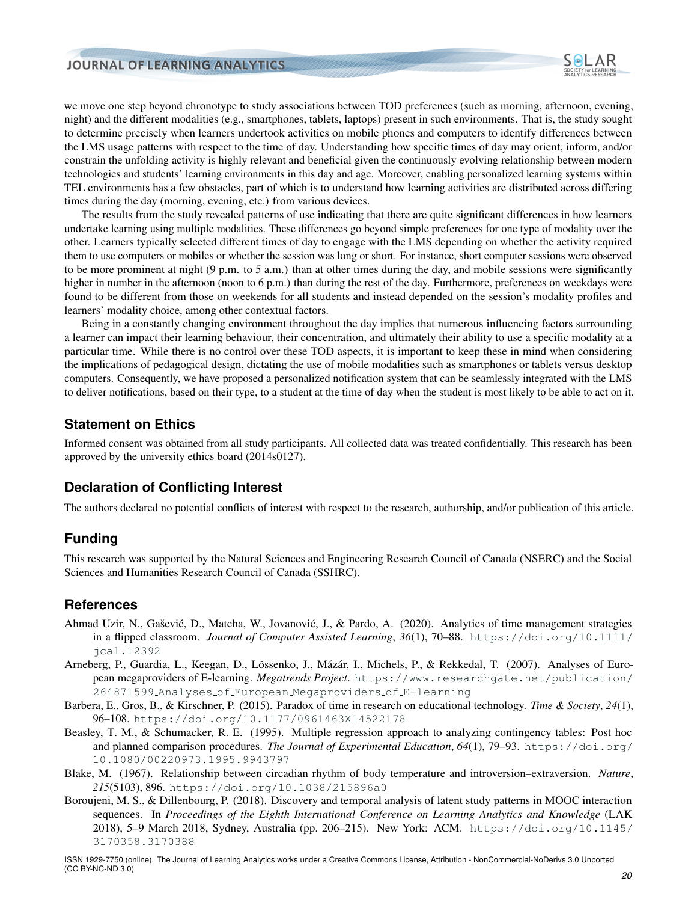we move one step beyond chronotype to study associations between TOD preferences (such as morning, afternoon, evening, night) and the different modalities (e.g., smartphones, tablets, laptops) present in such environments. That is, the study sought to determine precisely when learners undertook activities on mobile phones and computers to identify differences between the LMS usage patterns with respect to the time of day. Understanding how specific times of day may orient, inform, and/or constrain the unfolding activity is highly relevant and beneficial given the continuously evolving relationship between modern technologies and students' learning environments in this day and age. Moreover, enabling personalized learning systems within TEL environments has a few obstacles, part of which is to understand how learning activities are distributed across differing times during the day (morning, evening, etc.) from various devices.

The results from the study revealed patterns of use indicating that there are quite significant differences in how learners undertake learning using multiple modalities. These differences go beyond simple preferences for one type of modality over the other. Learners typically selected different times of day to engage with the LMS depending on whether the activity required them to use computers or mobiles or whether the session was long or short. For instance, short computer sessions were observed to be more prominent at night (9 p.m. to 5 a.m.) than at other times during the day, and mobile sessions were significantly higher in number in the afternoon (noon to 6 p.m.) than during the rest of the day. Furthermore, preferences on weekdays were found to be different from those on weekends for all students and instead depended on the session's modality profiles and learners' modality choice, among other contextual factors.

Being in a constantly changing environment throughout the day implies that numerous influencing factors surrounding a learner can impact their learning behaviour, their concentration, and ultimately their ability to use a specific modality at a particular time. While there is no control over these TOD aspects, it is important to keep these in mind when considering the implications of pedagogical design, dictating the use of mobile modalities such as smartphones or tablets versus desktop computers. Consequently, we have proposed a personalized notification system that can be seamlessly integrated with the LMS to deliver notifications, based on their type, to a student at the time of day when the student is most likely to be able to act on it.

## Statement on Ethics

Informed consent was obtained from all study participants. All collected data was treated confidentially. This research has been approved by the university ethics board (2014s0127).

## Declaration of Conflicting Interest

The authors declared no potential conflicts of interest with respect to the research, authorship, and/or publication of this article.

## Funding

This research was supported by the Natural Sciences and Engineering Research Council of Canada (NSERC) and the Social Sciences and Humanities Research Council of Canada (SSHRC).

## References

Ahmad Uzir, N., Gašević, D., Matcha, W., Jovanović, J., & Pardo, A. (2020). Analytics of time management strategies in a flipped classroom. *Journal of Computer Assisted Learning*, *36*(1), 70–88. https://doi.org/10.1111/jcal.12392

Arneberg, P., Guardia, L., Keegan, D., Lõssenko, J., Mázár, I., Michels, P., & Rekkedal, T. (2007). Analyses of European megaproviders of E-learning. *Megatrends Project*. https://www.researchgate.net/publication/264871599_Analyses_of_European_Megaproviders_of_E-learning

Barbera, E., Gros, B., & Kirschner, P. (2015). Paradox of time in research on educational technology. *Time & Society*, *24*(1), 96–108. https://doi.org/10.1177/0961463X14522178

Beasley, T. M., & Schumacker, R. E. (1995). Multiple regression approach to analyzing contingency tables: Post hoc and planned comparison procedures. *The Journal of Experimental Education*, *64*(1), 79–93. https://doi.org/10.1080/00220973.1995.9943797

Blake, M. (1967). Relationship between circadian rhythm of body temperature and introversion–extraversion. *Nature*, *215*(5103), 896. https://doi.org/10.1038/215896a0

Boroujeni, M. S., & Dillenbourg, P. (2018). Discovery and temporal analysis of latent study patterns in MOOC interaction sequences. In *Proceedings of the Eighth International Conference on Learning Analytics and Knowledge* (LAK 2018), 5–9 March 2018, Sydney, Australia (pp. 206–215). New York: ACM. https://doi.org/10.1145/3170358.3170388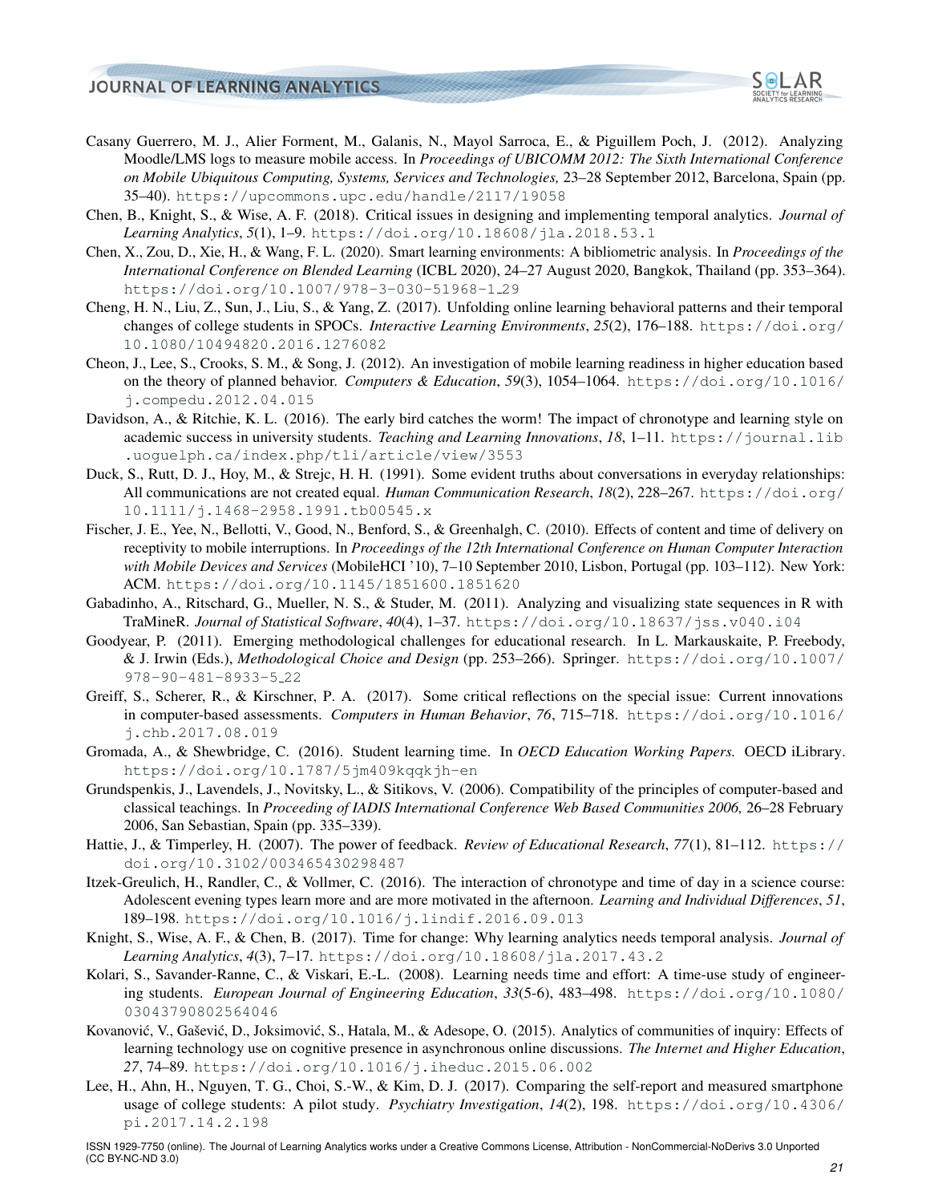Casany Guerrero, M. J., Alier Forment, M., Galanis, N., Mayol Sarroca, E., & Piguillem Poch, J. (2012). Analyzing Moodle/LMS logs to measure mobile access. In *Proceedings of UBICOMM 2012: The Sixth International Conference on Mobile Ubiquitous Computing, Systems, Services and Technologies,* 23–28 September 2012, Barcelona, Spain (pp. 35–40). https://upcommons.upc.edu/handle/2117/19058

Chen, B., Knight, S., & Wise, A. F. (2018). Critical issues in designing and implementing temporal analytics. *Journal of Learning Analytics*, *5*(1), 1–9. https://doi.org/10.18608/jla.2018.53.1

Chen, X., Zou, D., Xie, H., & Wang, F. L. (2020). Smart learning environments: A bibliometric analysis. In *Proceedings of the International Conference on Blended Learning* (ICBL 2020), 24–27 August 2020, Bangkok, Thailand (pp. 353–364). https://doi.org/10.1007/978-3-030-51968-1_29

Cheng, H. N., Liu, Z., Sun, J., Liu, S., & Yang, Z. (2017). Unfolding online learning behavioral patterns and their temporal changes of college students in SPOCs. *Interactive Learning Environments*, *25*(2), 176–188. https://doi.org/10.1080/10494820.2016.1276082

Cheon, J., Lee, S., Crooks, S. M., & Song, J. (2012). An investigation of mobile learning readiness in higher education based on the theory of planned behavior. *Computers & Education*, *59*(3), 1054–1064. https://doi.org/10.1016/j.compedu.2012.04.015

Davidson, A., & Ritchie, K. L. (2016). The early bird catches the worm! The impact of chronotype and learning style on academic success in university students. *Teaching and Learning Innovations*, *18*, 1–11. https://journal.lib.uoguelph.ca/index.php/tli/article/view/3553

Duck, S., Rutt, D. J., Hoy, M., & Strejc, H. H. (1991). Some evident truths about conversations in everyday relationships: All communications are not created equal. *Human Communication Research*, *18*(2), 228–267. https://doi.org/10.1111/j.1468-2958.1991.tb00545.x

Fischer, J. E., Yee, N., Bellotti, V., Good, N., Benford, S., & Greenhalgh, C. (2010). Effects of content and time of delivery on receptivity to mobile interruptions. In *Proceedings of the 12th International Conference on Human Computer Interaction with Mobile Devices and Services* (MobileHCI '10), 7–10 September 2010, Lisbon, Portugal (pp. 103–112). New York: ACM. https://doi.org/10.1145/1851600.1851620

Gabadinho, A., Ritschard, G., Mueller, N. S., & Studer, M. (2011). Analyzing and visualizing state sequences in R with TraMineR. *Journal of Statistical Software*, *40*(4), 1–37. https://doi.org/10.18637/jss.v040.i04

Goodyear, P. (2011). Emerging methodological challenges for educational research. In L. Markauskaite, P. Freebody, & J. Irwin (Eds.), *Methodological Choice and Design* (pp. 253–266). Springer. https://doi.org/10.1007/978-90-481-8933-5_22

Greiff, S., Scherer, R., & Kirschner, P. A. (2017). Some critical reflections on the special issue: Current innovations in computer-based assessments. *Computers in Human Behavior*, *76*, 715–718. https://doi.org/10.1016/j.chb.2017.08.019

Gromada, A., & Shewbridge, C. (2016). Student learning time. In *OECD Education Working Papers.* OECD iLibrary. https://doi.org/10.1787/5jm409kqqkjh-en

Grundspenkis, J., Lavendels, J., Novitsky, L., & Sitikovs, V. (2006). Compatibility of the principles of computer-based and classical teachings. In *Proceeding of IADIS International Conference Web Based Communities 2006,* 26–28 February 2006, San Sebastian, Spain (pp. 335–339).

Hattie, J., & Timperley, H. (2007). The power of feedback. *Review of Educational Research*, *77*(1), 81–112. https://doi.org/10.3102/003465430298487

Itzek-Greulich, H., Randler, C., & Vollmer, C. (2016). The interaction of chronotype and time of day in a science course: Adolescent evening types learn more and are more motivated in the afternoon. *Learning and Individual Differences*, *51*, 189–198. https://doi.org/10.1016/j.lindif.2016.09.013

Knight, S., Wise, A. F., & Chen, B. (2017). Time for change: Why learning analytics needs temporal analysis. *Journal of Learning Analytics*, *4*(3), 7–17. https://doi.org/10.18608/jla.2017.43.2

Kolari, S., Savander-Ranne, C., & Viskari, E.-L. (2008). Learning needs time and effort: A time-use study of engineering students. *European Journal of Engineering Education*, *33*(5-6), 483–498. https://doi.org/10.1080/03043790802564046

Kovanović, V., Gašević, D., Joksimović, S., Hatala, M., & Adesope, O. (2015). Analytics of communities of inquiry: Effects of learning technology use on cognitive presence in asynchronous online discussions. *The Internet and Higher Education*, *27*, 74–89. https://doi.org/10.1016/j.iheduc.2015.06.002

Lee, H., Ahn, H., Nguyen, T. G., Choi, S.-W., & Kim, D. J. (2017). Comparing the self-report and measured smartphone usage of college students: A pilot study. *Psychiatry Investigation*, *14*(2), 198. https://doi.org/10.4306/pi.2017.14.2.198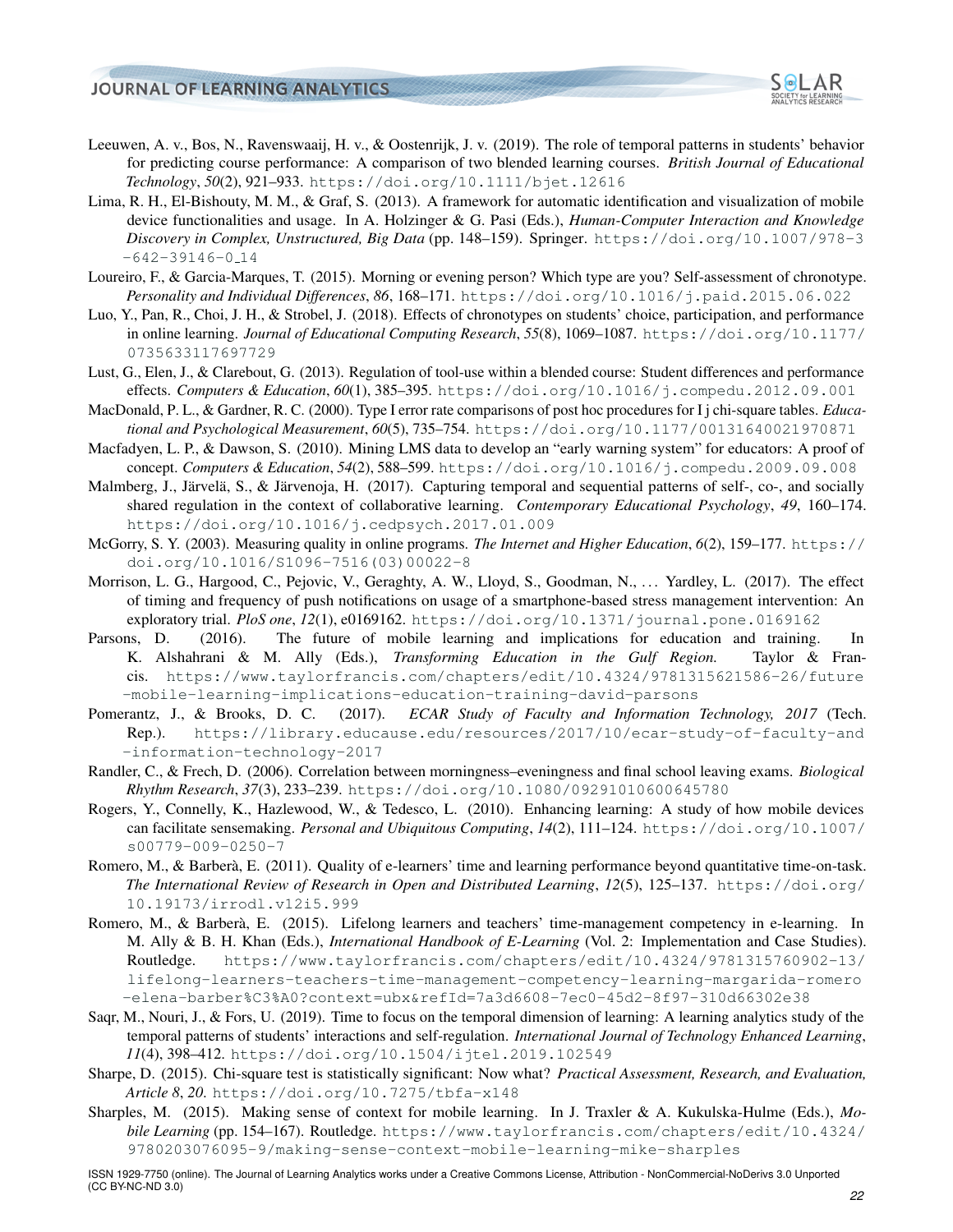Leeuwen, A. v., Bos, N., Ravenswaaij, H. v., & Oostenrijk, J. v. (2019). The role of temporal patterns in students' behavior for predicting course performance: A comparison of two blended learning courses. *British Journal of Educational Technology*, *50*(2), 921–933. https://doi.org/10.1111/bjet.12616

Lima, R. H., El-Bishouty, M. M., & Graf, S. (2013). A framework for automatic identification and visualization of mobile device functionalities and usage. In A. Holzinger & G. Pasi (Eds.), *Human-Computer Interaction and Knowledge Discovery in Complex, Unstructured, Big Data* (pp. 148–159). Springer. https://doi.org/10.1007/978-3-642-39146-0_14

Loureiro, F., & Garcia-Marques, T. (2015). Morning or evening person? Which type are you? Self-assessment of chronotype. *Personality and Individual Differences*, *86*, 168–171. https://doi.org/10.1016/j.paid.2015.06.022

Luo, Y., Pan, R., Choi, J. H., & Strobel, J. (2018). Effects of chronotypes on students' choice, participation, and performance in online learning. *Journal of Educational Computing Research*, *55*(8), 1069–1087. https://doi.org/10.1177/0735633117697729

Lust, G., Elen, J., & Clarebout, G. (2013). Regulation of tool-use within a blended course: Student differences and performance effects. *Computers & Education*, *60*(1), 385–395. https://doi.org/10.1016/j.compedu.2012.09.001

MacDonald, P. L., & Gardner, R. C. (2000). Type I error rate comparisons of post hoc procedures for I j chi-square tables. *Educational and Psychological Measurement*, *60*(5), 735–754. https://doi.org/10.1177/00131640021970871

Macfadyen, L. P., & Dawson, S. (2010). Mining LMS data to develop an "early warning system" for educators: A proof of concept. *Computers & Education*, *54*(2), 588–599. https://doi.org/10.1016/j.compedu.2009.09.008

Malmberg, J., Järvelä, S., & Järvenoja, H. (2017). Capturing temporal and sequential patterns of self-, co-, and socially shared regulation in the context of collaborative learning. *Contemporary Educational Psychology*, *49*, 160–174. https://doi.org/10.1016/j.cedpsych.2017.01.009

McGorry, S. Y. (2003). Measuring quality in online programs. *The Internet and Higher Education*, *6*(2), 159–177. https://doi.org/10.1016/S1096-7516(03)00022-8

Morrison, L. G., Hargood, C., Pejovic, V., Geraghty, A. W., Lloyd, S., Goodman, N., ... Yardley, L. (2017). The effect of timing and frequency of push notifications on usage of a smartphone-based stress management intervention: An exploratory trial. *PloS one*, *12*(1), e0169162. https://doi.org/10.1371/journal.pone.0169162

Parsons, D. (2016). The future of mobile learning and implications for education and training. In K. Alshahrani & M. Ally (Eds.), *Transforming Education in the Gulf Region.* Taylor & Francis. https://www.taylorfrancis.com/chapters/edit/10.4324/9781315621586-26/future-mobile-learning-implications-education-training-david-parsons

Pomerantz, J., & Brooks, D. C. (2017). *ECAR Study of Faculty and Information Technology, 2017* (Tech. Rep.). https://library.educause.edu/resources/2017/10/ecar-study-of-faculty-and-information-technology-2017

Randler, C., & Frech, D. (2006). Correlation between morningness–eveningness and final school leaving exams. *Biological Rhythm Research*, *37*(3), 233–239. https://doi.org/10.1080/09291010600645780

Rogers, Y., Connelly, K., Hazlewood, W., & Tedesco, L. (2010). Enhancing learning: A study of how mobile devices can facilitate sensemaking. *Personal and Ubiquitous Computing*, *14*(2), 111–124. https://doi.org/10.1007/s00779-009-0250-7

Romero, M., & Barberà, E. (2011). Quality of e-learners' time and learning performance beyond quantitative time-on-task. *The International Review of Research in Open and Distributed Learning*, *12*(5), 125–137. https://doi.org/10.19173/irrodl.v12i5.999

Romero, M., & Barberà, E. (2015). Lifelong learners and teachers' time-management competency in e-learning. In M. Ally & B. H. Khan (Eds.), *International Handbook of E-Learning* (Vol. 2: Implementation and Case Studies). Routledge. https://www.taylorfrancis.com/chapters/edit/10.4324/9781315760902-13/lifelong-learners-teachers-time-management-competency-learning-margarida-romero-elena-barber%C3%A0?context=ubx&refId=7a3d6608-7ec0-45d2-8f97-310d66302e38

Saqr, M., Nouri, J., & Fors, U. (2019). Time to focus on the temporal dimension of learning: A learning analytics study of the temporal patterns of students' interactions and self-regulation. *International Journal of Technology Enhanced Learning*, *11*(4), 398–412. https://doi.org/10.1504/ijtel.2019.102549

Sharpe, D. (2015). Chi-square test is statistically significant: Now what? *Practical Assessment, Research, and Evaluation, Article 8*, *20*. https://doi.org/10.7275/tbfa-x148

Sharples, M. (2015). Making sense of context for mobile learning. In J. Traxler & A. Kukulska-Hulme (Eds.), *Mobile Learning* (pp. 154–167). Routledge. https://www.taylorfrancis.com/chapters/edit/10.4324/9780203076095-9/making-sense-context-mobile-learning-mike-sharples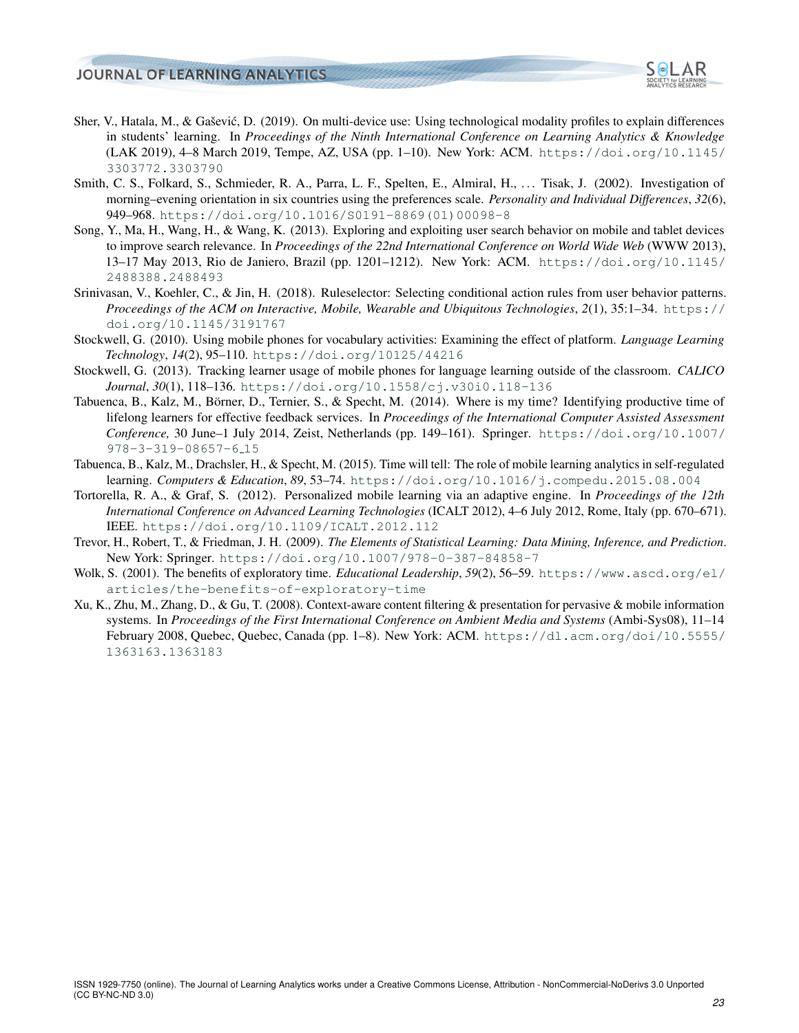Sher, V., Hatala, M., & Gašević, D. (2019). On multi-device use: Using technological modality profiles to explain differences in students' learning. In *Proceedings of the Ninth International Conference on Learning Analytics & Knowledge* (LAK 2019), 4–8 March 2019, Tempe, AZ, USA (pp. 1–10). New York: ACM. https://doi.org/10.1145/3303772.3303790

Smith, C. S., Folkard, S., Schmieder, R. A., Parra, L. F., Spelten, E., Almiral, H., ... Tisak, J. (2002). Investigation of morning–evening orientation in six countries using the preferences scale. *Personality and Individual Differences*, *32*(6), 949–968. https://doi.org/10.1016/S0191-8869(01)00098-8

Song, Y., Ma, H., Wang, H., & Wang, K. (2013). Exploring and exploiting user search behavior on mobile and tablet devices to improve search relevance. In *Proceedings of the 22nd International Conference on World Wide Web* (WWW 2013), 13–17 May 2013, Rio de Janiero, Brazil (pp. 1201–1212). New York: ACM. https://doi.org/10.1145/2488388.2488493

Srinivasan, V., Koehler, C., & Jin, H. (2018). Ruleselector: Selecting conditional action rules from user behavior patterns. *Proceedings of the ACM on Interactive, Mobile, Wearable and Ubiquitous Technologies*, *2*(1), 35:1–34. https://doi.org/10.1145/3191767

Stockwell, G. (2010). Using mobile phones for vocabulary activities: Examining the effect of platform. *Language Learning Technology*, *14*(2), 95–110. https://doi.org/10125/44216

Stockwell, G. (2013). Tracking learner usage of mobile phones for language learning outside of the classroom. *CALICO Journal*, *30*(1), 118–136. https://doi.org/10.1558/cj.v30i0.118-136

Tabuenca, B., Kalz, M., Börner, D., Ternier, S., & Specht, M. (2014). Where is my time? Identifying productive time of lifelong learners for effective feedback services. In *Proceedings of the International Computer Assisted Assessment Conference,* 30 June–1 July 2014, Zeist, Netherlands (pp. 149–161). Springer. https://doi.org/10.1007/978-3-319-08657-6_15

Tabuenca, B., Kalz, M., Drachsler, H., & Specht, M. (2015). Time will tell: The role of mobile learning analytics in self-regulated learning. *Computers & Education*, *89*, 53–74. https://doi.org/10.1016/j.compedu.2015.08.004

Tortorella, R. A., & Graf, S. (2012). Personalized mobile learning via an adaptive engine. In *Proceedings of the 12th International Conference on Advanced Learning Technologies* (ICALT 2012), 4–6 July 2012, Rome, Italy (pp. 670–671). IEEE. https://doi.org/10.1109/ICALT.2012.112

Trevor, H., Robert, T., & Friedman, J. H. (2009). *The Elements of Statistical Learning: Data Mining, Inference, and Prediction*. New York: Springer. https://doi.org/10.1007/978-0-387-84858-7

Wolk, S. (2001). The benefits of exploratory time. *Educational Leadership*, *59*(2), 56–59. https://www.ascd.org/el/articles/the-benefits-of-exploratory-time

Xu, K., Zhu, M., Zhang, D., & Gu, T. (2008). Context-aware content filtering & presentation for pervasive & mobile information systems. In *Proceedings of the First International Conference on Ambient Media and Systems* (Ambi-Sys08), 11–14 February 2008, Quebec, Quebec, Canada (pp. 1–8). New York: ACM. https://dl.acm.org/doi/10.5555/1363163.1363183